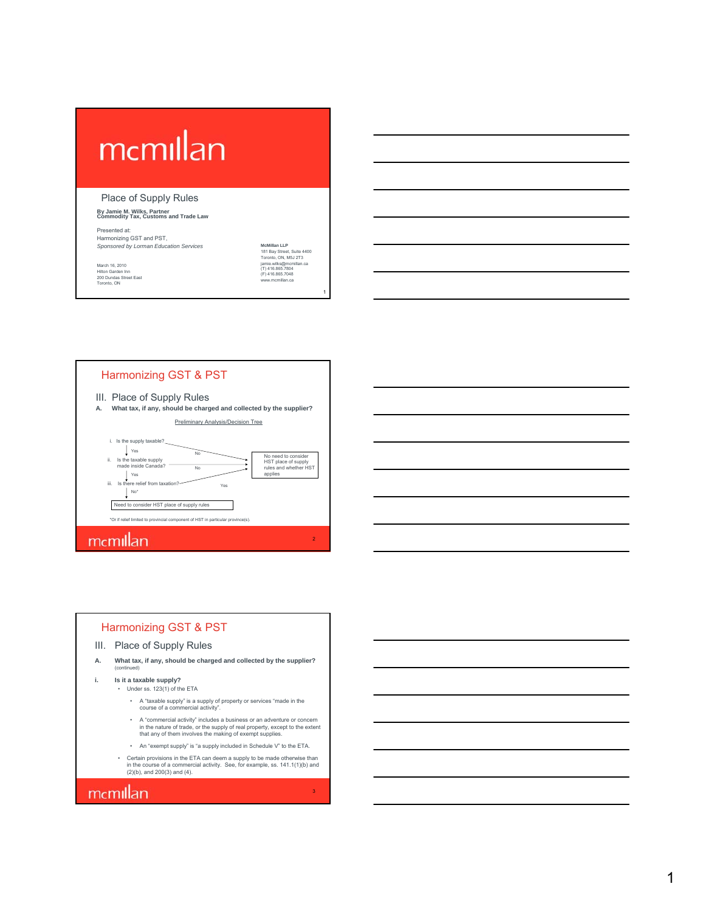# mcmillan

## Place of Supply Rules

**By Jamie M. Wilks, Partner**
**Commodity Tax, Customs and Trade Law**

Presented at:
Harmonizing GST and PST,
*Sponsored by Lorman Education Services*

March 16, 2010
Hilton Garden Inn
200 Dundas Street East
Toronto, ON

**McMillan LLP**
181 Bay Street, Suite 4400
Toronto, ON, M5J 2T3
jamie.wilks@mcmillan.ca
(T) 416.865.7804
(F) 416.865.7048
www.mcmillan.ca

---

## Harmonizing GST & PST

### III. Place of Supply Rules

**A. What tax, if any, should be charged and collected by the supplier?**

Preliminary Analysis/Decision Tree

i. Is the supply taxable?
- No → No need to consider HST place of supply rules and whether HST applies
- Yes ↓

ii. Is the taxable supply made inside Canada?
- No → No need to consider HST place of supply rules and whether HST applies
- Yes ↓

iii. Is there relief from taxation?
- Yes → No need to consider HST place of supply rules and whether HST applies
- No* ↓

Need to consider HST place of supply rules

*Or if relief limited to provincial component of HST in particular province(s).

---

## Harmonizing GST & PST

### III. Place of Supply Rules

**A. What tax, if any, should be charged and collected by the supplier?** (continued)

**i. Is it a taxable supply?**

- Under ss. 123(1) of the ETA
  - A "taxable supply" is a supply of property or services "made in the course of a commercial activity".
  - A "commercial activity" includes a business or an adventure or concern in the nature of trade, or the supply of real property, except to the extent that any of them involves the making of exempt supplies.
  - An "exempt supply" is "a supply included in Schedule V" to the ETA.
- Certain provisions in the ETA can deem a supply to be made otherwise than in the course of a commercial activity. See, for example, ss. 141.1(1)(b) and (2)(b), and 200(3) and (4).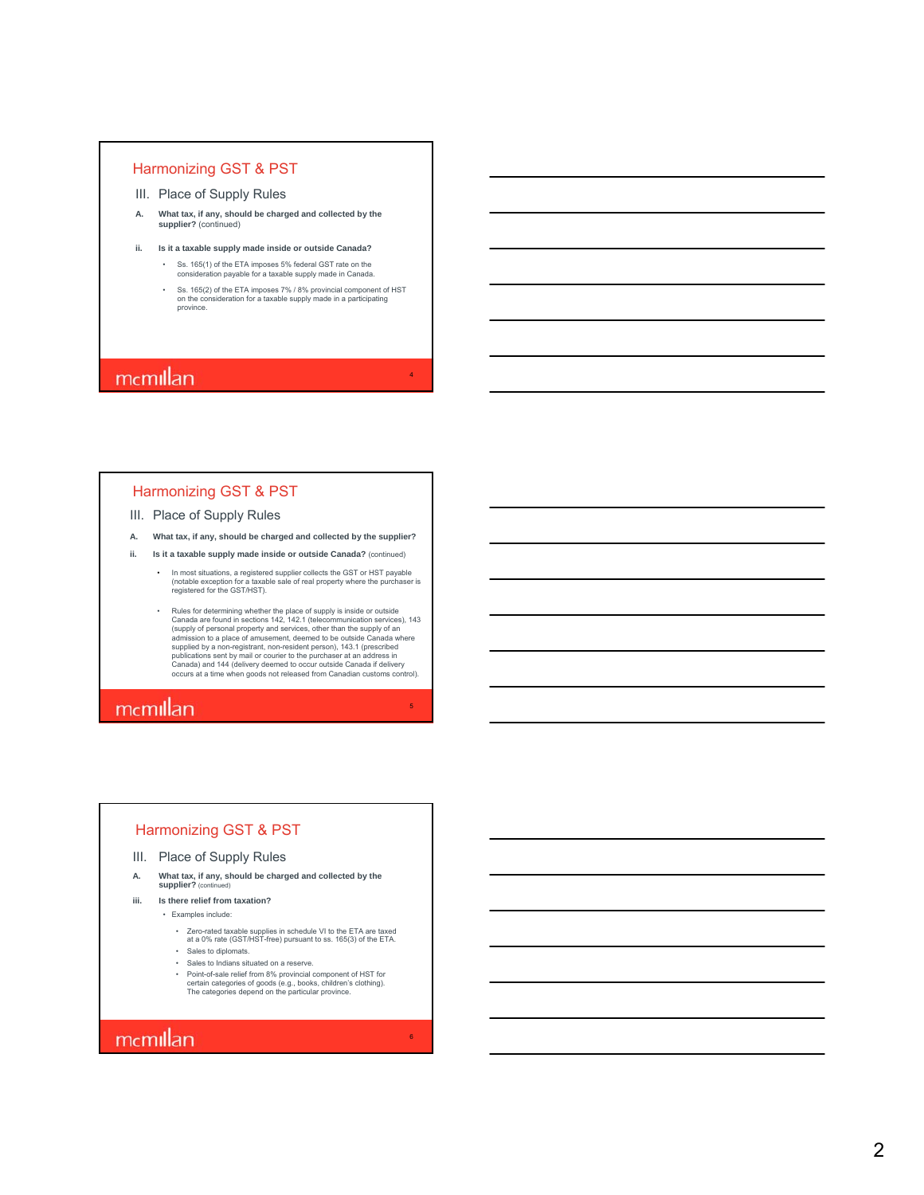## Harmonizing GST & PST

### III. Place of Supply Rules

**A. What tax, if any, should be charged and collected by the supplier?** (continued)

**ii. Is it a taxable supply made inside or outside Canada?**

- Ss. 165(1) of the ETA imposes 5% federal GST rate on the consideration payable for a taxable supply made in Canada.
- Ss. 165(2) of the ETA imposes 7% / 8% provincial component of HST on the consideration for a taxable supply made in a participating province.

mcmillan

## Harmonizing GST & PST

### III. Place of Supply Rules

**A. What tax, if any, should be charged and collected by the supplier?**

**ii. Is it a taxable supply made inside or outside Canada?** (continued)

- In most situations, a registered supplier collects the GST or HST payable (notable exception for a taxable sale of real property where the purchaser is registered for the GST/HST).
- Rules for determining whether the place of supply is inside or outside Canada are found in sections 142, 142.1 (telecommunication services), 143 (supply of personal property and services, other than the supply of an admission to a place of amusement, deemed to be outside Canada where supplied by a non-registrant, non-resident person), 143.1 (prescribed publications sent by mail or courier to the purchaser at an address in Canada) and 144 (delivery deemed to occur outside Canada if delivery occurs at a time when goods not released from Canadian customs control).

mcmillan

## Harmonizing GST & PST

### III. Place of Supply Rules

**A. What tax, if any, should be charged and collected by the supplier?** (continued)

**iii. Is there relief from taxation?**

- Examples include:
  - Zero-rated taxable supplies in schedule VI to the ETA are taxed at a 0% rate (GST/HST-free) pursuant to ss. 165(3) of the ETA.
  - Sales to diplomats.
  - Sales to Indians situated on a reserve.
  - Point-of-sale relief from 8% provincial component of HST for certain categories of goods (e.g., books, children's clothing). The categories depend on the particular province.

mcmillan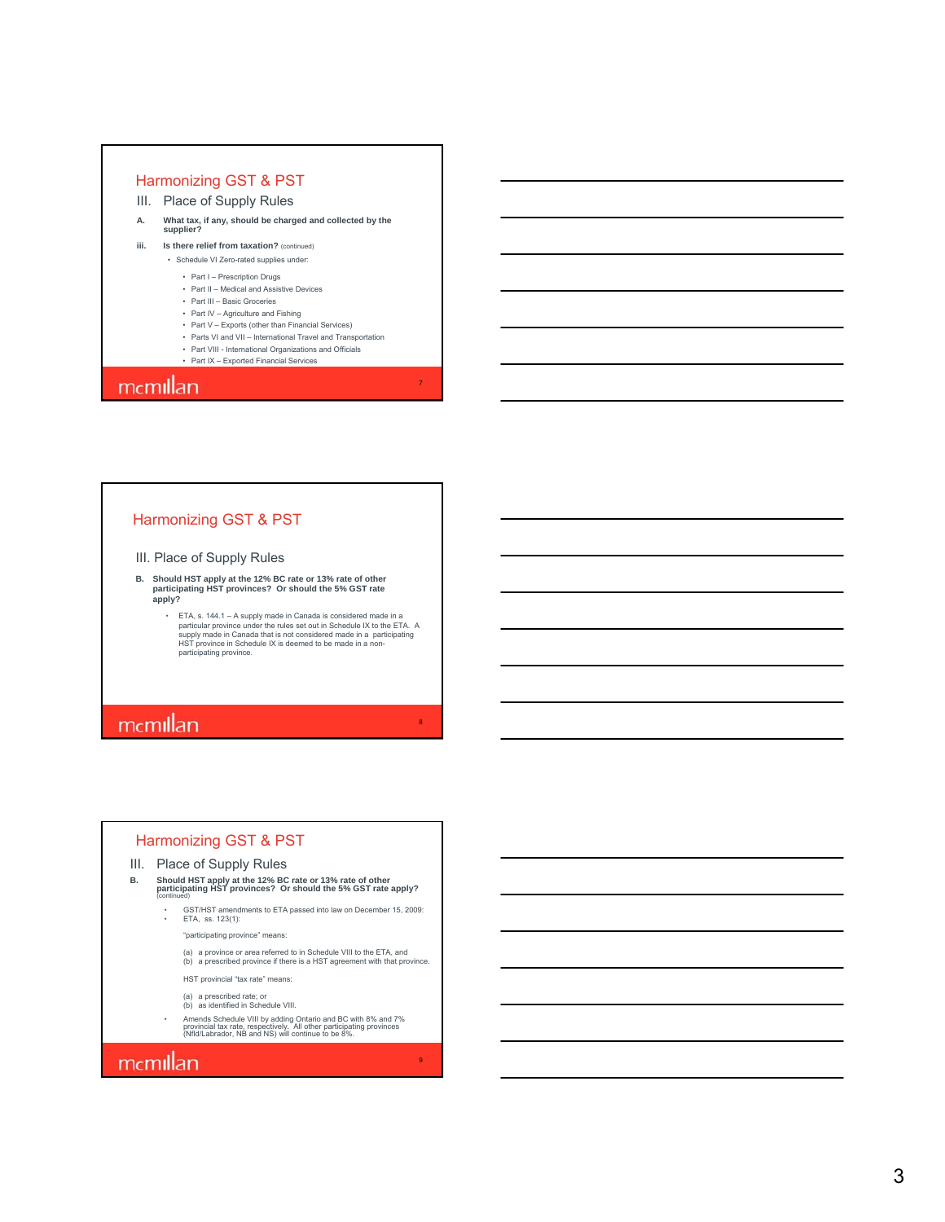## Harmonizing GST & PST

### III. Place of Supply Rules

**A. What tax, if any, should be charged and collected by the supplier?**

**iii. Is there relief from taxation?** (continued)

- Schedule VI Zero-rated supplies under:
  - Part I – Prescription Drugs
  - Part II – Medical and Assistive Devices
  - Part III – Basic Groceries
  - Part IV – Agriculture and Fishing
  - Part V – Exports (other than Financial Services)
  - Parts VI and VII – International Travel and Transportation
  - Part VIII - International Organizations and Officials
  - Part IX – Exported Financial Services

mcmillan

## Harmonizing GST & PST

### III. Place of Supply Rules

**B. Should HST apply at the 12% BC rate or 13% rate of other participating HST provinces? Or should the 5% GST rate apply?**

- ETA, s. 144.1 – A supply made in Canada is considered made in a particular province under the rules set out in Schedule IX to the ETA. A supply made in Canada that is not considered made in a participating HST province in Schedule IX is deemed to be made in a non-participating province.

mcmillan

## Harmonizing GST & PST

### III. Place of Supply Rules

**B. Should HST apply at the 12% BC rate or 13% rate of other participating HST provinces? Or should the 5% GST rate apply?** (continued)

- GST/HST amendments to ETA passed into law on December 15, 2009:
- ETA, ss. 123(1):

  "participating province" means:

  (a) a province or area referred to in Schedule VIII to the ETA, and
  (b) a prescribed province if there is a HST agreement with that province.

  HST provincial "tax rate" means:

  (a) a prescribed rate; or
  (b) as identified in Schedule VIII.

- Amends Schedule VIII by adding Ontario and BC with 8% and 7% provincial tax rate, respectively. All other participating provinces (Nfld/Labrador, NB and NS) will continue to be 8%.

mcmillan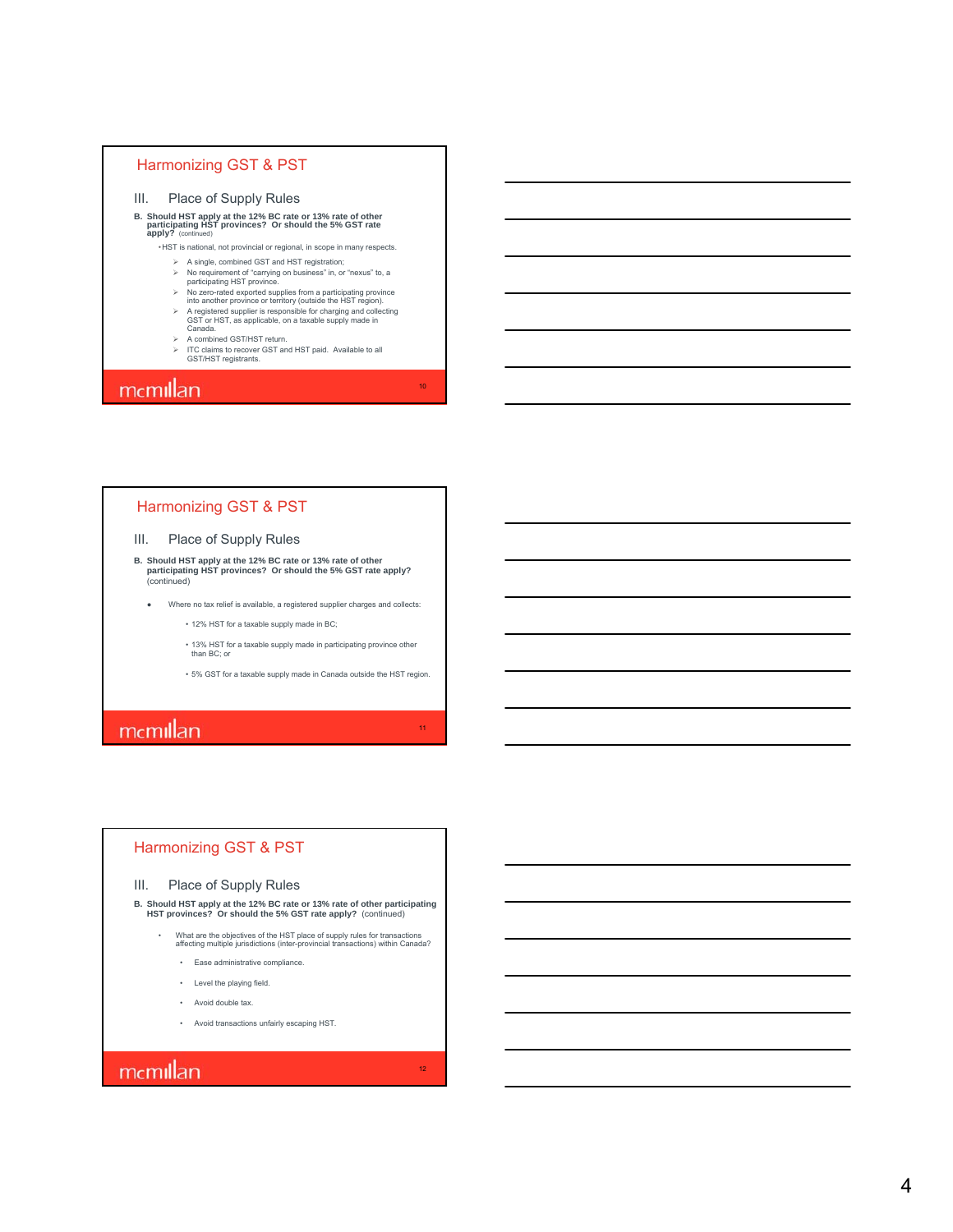## Harmonizing GST & PST

### III. Place of Supply Rules

**B. Should HST apply at the 12% BC rate or 13% rate of other participating HST provinces? Or should the 5% GST rate apply?** (continued)

- HST is national, not provincial or regional, in scope in many respects.
  - A single, combined GST and HST registration;
  - No requirement of "carrying on business" in, or "nexus" to, a participating HST province.
  - No zero-rated exported supplies from a participating province into another province or territory (outside the HST region).
  - A registered supplier is responsible for charging and collecting GST or HST, as applicable, on a taxable supply made in Canada.
  - A combined GST/HST return.
  - ITC claims to recover GST and HST paid. Available to all GST/HST registrants.

mcmillan

## Harmonizing GST & PST

### III. Place of Supply Rules

**B. Should HST apply at the 12% BC rate or 13% rate of other participating HST provinces? Or should the 5% GST rate apply?** (continued)

- Where no tax relief is available, a registered supplier charges and collects:
  - 12% HST for a taxable supply made in BC;
  - 13% HST for a taxable supply made in participating province other than BC; or
  - 5% GST for a taxable supply made in Canada outside the HST region.

mcmillan

## Harmonizing GST & PST

### III. Place of Supply Rules

**B. Should HST apply at the 12% BC rate or 13% rate of other participating HST provinces? Or should the 5% GST rate apply?** (continued)

- What are the objectives of the HST place of supply rules for transactions affecting multiple jurisdictions (inter-provincial transactions) within Canada?
  - Ease administrative compliance.
  - Level the playing field.
  - Avoid double tax.
  - Avoid transactions unfairly escaping HST.

mcmillan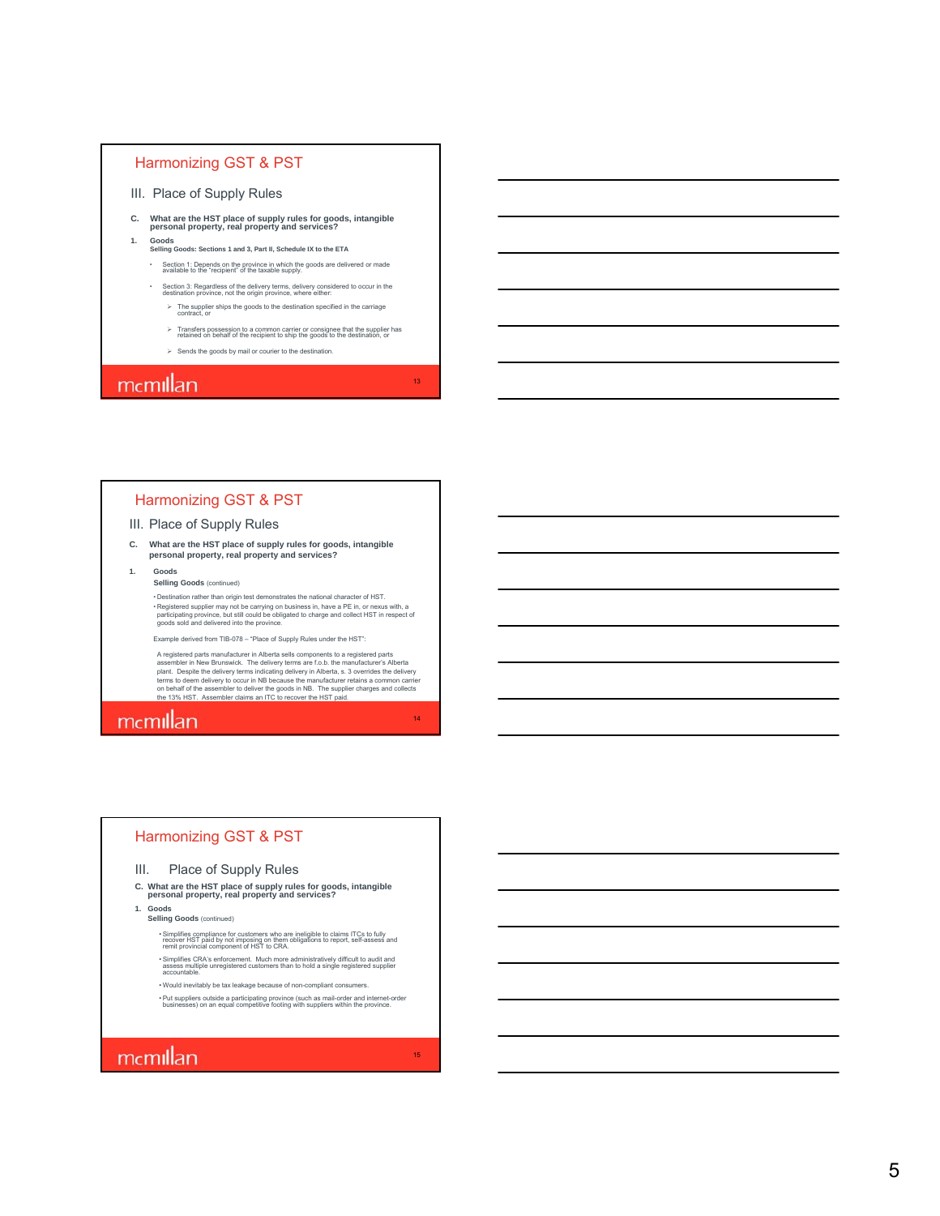## Harmonizing GST & PST

### III. Place of Supply Rules

**C. What are the HST place of supply rules for goods, intangible personal property, real property and services?**

**1. Goods**
**Selling Goods: Sections 1 and 3, Part II, Schedule IX to the ETA**

- Section 1: Depends on the province in which the goods are delivered or made available to the "recipient" of the taxable supply.
- Section 3: Regardless of the delivery terms, delivery considered to occur in the destination province, not the origin province, where either:
  - The supplier ships the goods to the destination specified in the carriage contract, or
  - Transfers possession to a common carrier or consignee that the supplier has retained on behalf of the recipient to ship the goods to the destination, or
  - Sends the goods by mail or courier to the destination.

## Harmonizing GST & PST

### III. Place of Supply Rules

**C. What are the HST place of supply rules for goods, intangible personal property, real property and services?**

**1. Goods**
**Selling Goods** (continued)

- Destination rather than origin test demonstrates the national character of HST.
- Registered supplier may not be carrying on business in, have a PE in, or nexus with, a participating province, but still could be obligated to charge and collect HST in respect of goods sold and delivered into the province.

Example derived from TIB-078 – "Place of Supply Rules under the HST":

A registered parts manufacturer in Alberta sells components to a registered parts assembler in New Brunswick. The delivery terms are f.o.b. the manufacturer's Alberta plant. Despite the delivery terms indicating delivery in Alberta, s. 3 overrides the delivery terms to deem delivery to occur in NB because the manufacturer retains a common carrier on behalf of the assembler to deliver the goods in NB. The supplier charges and collects the 13% HST. Assembler claims an ITC to recover the HST paid.

## Harmonizing GST & PST

### III. Place of Supply Rules

**C. What are the HST place of supply rules for goods, intangible personal property, real property and services?**

**1. Goods**
**Selling Goods** (continued)

- Simplifies compliance for customers who are ineligible to claims ITCs to fully recover HST paid by not imposing on them obligations to report, self-assess and remit provincial component of HST to CRA.
- Simplifies CRA's enforcement. Much more administratively difficult to audit and assess multiple unregistered customers than to hold a single registered supplier accountable.
- Would inevitably be tax leakage because of non-compliant consumers.
- Put suppliers outside a participating province (such as mail-order and internet-order businesses) on an equal competitive footing with suppliers within the province.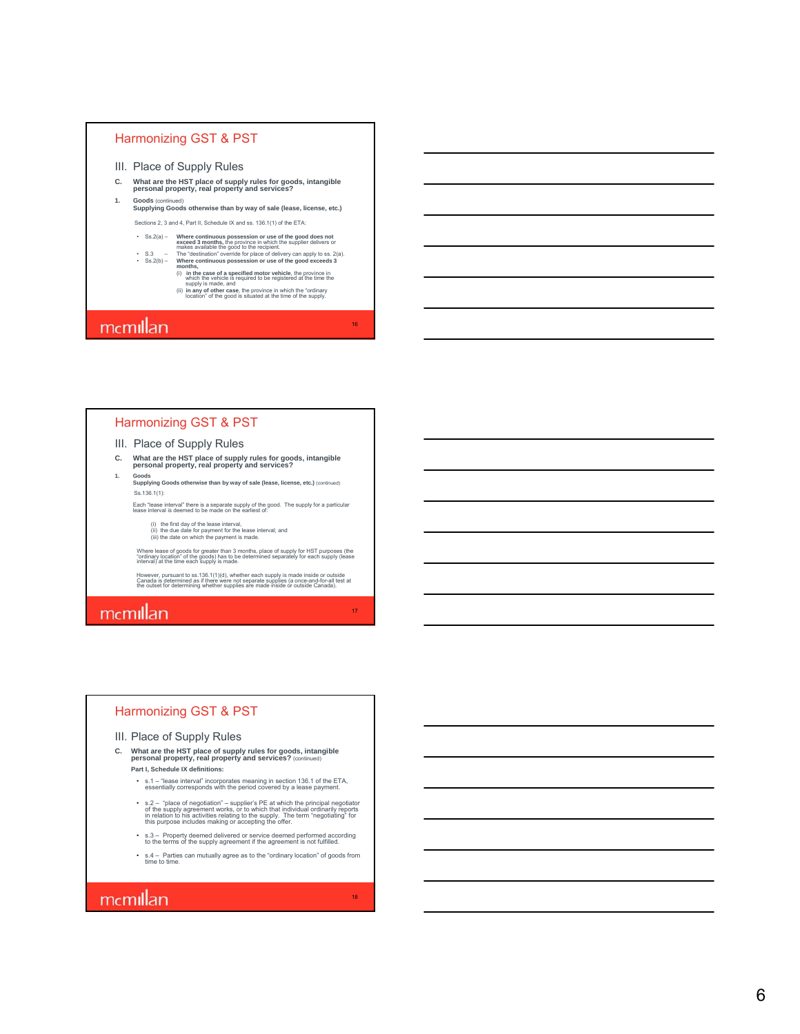## Harmonizing GST & PST

### III. Place of Supply Rules

**C. What are the HST place of supply rules for goods, intangible personal property, real property and services?**

**1. Goods** (continued)
**Supplying Goods otherwise than by way of sale (lease, license, etc.)**

Sections 2, 3 and 4, Part II, Schedule IX and ss. 136.1(1) of the ETA:

- Ss.2(a) – **Where continuous possession or use of the good does not exceed 3 months,** the province in which the supplier delivers or makes available the good to the recipient.
- S.3 – The "destination" override for place of delivery can apply to ss. 2(a).
- Ss.2(b) – **Where continuous possession or use of the good exceeds 3 months,**
  - (i) **in the case of a specified motor vehicle**, the province in which the vehicle is required to be registered at the time the supply is made, and
  - (ii) **in any of other case**, the province in which the "ordinary location" of the good is situated at the time of the supply.

## Harmonizing GST & PST

### III. Place of Supply Rules

**C. What are the HST place of supply rules for goods, intangible personal property, real property and services?**

**1. Goods**
**Supplying Goods otherwise than by way of sale (lease, license, etc.)** (continued)

Ss.136.1(1):

Each "lease interval" there is a separate supply of the good. The supply for a particular lease interval is deemed to be made on the earliest of:

- (i) the first day of the lease interval,
- (ii) the due date for payment for the lease interval; and
- (iii) the date on which the payment is made.

Where lease of goods for greater than 3 months, place of supply for HST purposes (the "ordinary location" of the goods) has to be determined separately for each supply (lease interval) at the time each supply is made.

However, pursuant to ss.136.1(1)(d), whether each supply is made inside or outside Canada is determined as if there were not separate supplies (a once-and-for-all test at the outset for determining whether supplies are made inside or outside Canada).

## Harmonizing GST & PST

### III. Place of Supply Rules

**C. What are the HST place of supply rules for goods, intangible personal property, real property and services?** (continued)

**Part I, Schedule IX definitions:**

- s.1 – "lease interval" incorporates meaning in section 136.1 of the ETA, essentially corresponds with the period covered by a lease payment.
- s.2 – "place of negotiation" – supplier's PE at which the principal negotiator of the supply agreement works, or to which that individual ordinarily reports in relation to his activities relating to the supply. The term "negotiating" for this purpose includes making or accepting the offer.
- s.3 – Property deemed delivered or service deemed performed according to the terms of the supply agreement if the agreement is not fulfilled.
- s.4 – Parties can mutually agree as to the "ordinary location" of goods from time to time.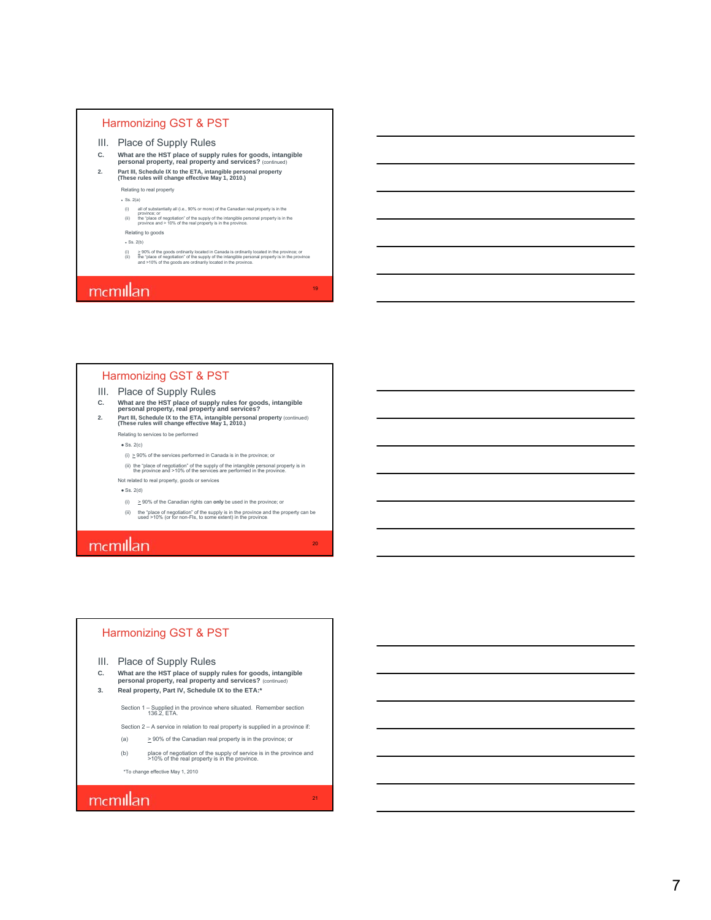## Harmonizing GST & PST

### III. Place of Supply Rules

**C. What are the HST place of supply rules for goods, intangible personal property, real property and services?** (continued)

**2. Part III, Schedule IX to the ETA, intangible personal property (These rules will change effective May 1, 2010.)**

Relating to real property

- Ss. 2(a)
  - (i) all of substantially all (i.e., 90% or more) of the Canadian real property is in the province; or
  - (ii) the "place of negotiation" of the supply of the intangible personal property is in the province and > 10% of the real property is in the province.

Relating to goods

- Ss. 2(b)
  - (i) > 90% of the goods ordinarily located in Canada is ordinarily located in the province; or
  - (ii) the "place of negotiation" of the supply of the intangible personal property is in the province and >10% of the goods are ordinarily located in the province.

## Harmonizing GST & PST

### III. Place of Supply Rules

**C. What are the HST place of supply rules for goods, intangible personal property, real property and services?**

**2. Part III, Schedule IX to the ETA, intangible personal property** (continued) **(These rules will change effective May 1, 2010.)**

Relating to services to be performed

- Ss. 2(c)
  - (i) > 90% of the services performed in Canada is in the province; or
  - (ii) the "place of negotiation" of the supply of the intangible personal property is in the province and >10% of the services are performed in the province.

Not related to real property, goods or services

- Ss. 2(d)
  - (i) > 90% of the Canadian rights can **only** be used in the province; or
  - (ii) the "place of negotiation" of the supply is in the province and the property can be used >10% (or for non-FIs, to some extent) in the province.

## Harmonizing GST & PST

### III. Place of Supply Rules

**C. What are the HST place of supply rules for goods, intangible personal property, real property and services?** (continued)

**3. Real property, Part IV, Schedule IX to the ETA:***

Section 1 – Supplied in the province where situated. Remember section 136.2, ETA.

Section 2 – A service in relation to real property is supplied in a province if:

(a) > 90% of the Canadian real property is in the province; or

(b) place of negotiation of the supply of service is in the province and >10% of the real property is in the province.

*To change effective May 1, 2010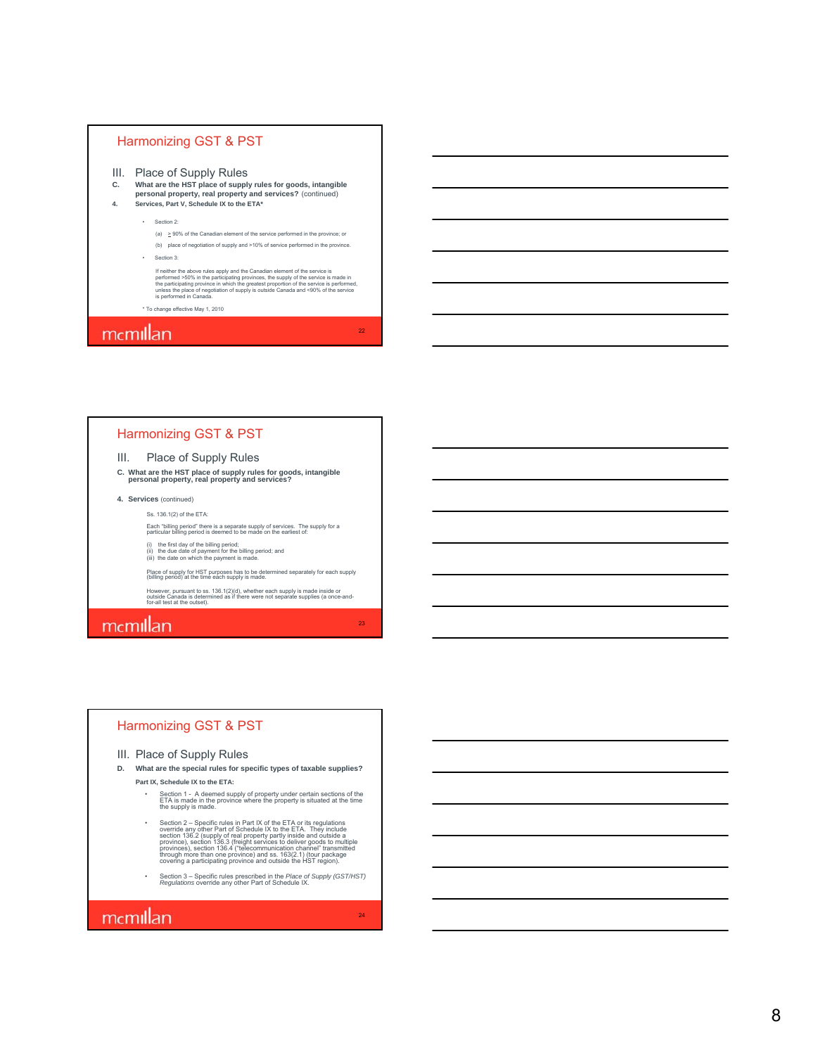## Harmonizing GST & PST

### III. Place of Supply Rules

**C. What are the HST place of supply rules for goods, intangible personal property, real property and services?** (continued)

**4. Services, Part V, Schedule IX to the ETA***

- Section 2:
  - (a) ≥ 90% of the Canadian element of the service performed in the province; or
  - (b) place of negotiation of supply and >10% of service performed in the province.
- Section 3:

  If neither the above rules apply and the Canadian element of the service is performed >50% in the participating provinces, the supply of the service is made in the participating province in which the greatest proportion of the service is performed, unless the place of negotiation of supply is outside Canada and <90% of the service is performed in Canada.

\* To change effective May 1, 2010

## Harmonizing GST & PST

### III. Place of Supply Rules

**C. What are the HST place of supply rules for goods, intangible personal property, real property and services?**

**4. Services** (continued)

Ss. 136.1(2) of the ETA:

Each "billing period" there is a separate supply of services. The supply for a particular billing period is deemed to be made on the earliest of:

(i) the first day of the billing period;
(ii) the due date of payment for the billing period; and
(iii) the date on which the payment is made.

Place of supply for HST purposes has to be determined separately for each supply (billing period) at the time each supply is made.

However, pursuant to ss. 136.1(2)(d), whether each supply is made inside or outside Canada is determined as if there were not separate supplies (a once-and-for-all test at the outset).

## Harmonizing GST & PST

### III. Place of Supply Rules

**D. What are the special rules for specific types of taxable supplies?**

**Part IX, Schedule IX to the ETA:**

- Section 1 - A deemed supply of property under certain sections of the ETA is made in the province where the property is situated at the time the supply is made.
- Section 2 – Specific rules in Part IX of the ETA or its regulations override any other Part of Schedule IX to the ETA. They include section 136.2 (supply of real property partly inside and outside a province), section 136.3 (freight services to deliver goods to multiple provinces), section 136.4 ("telecommunication channel" transmitted through more than one province) and ss. 163(2.1) (tour package covering a participating province and outside the HST region).
- Section 3 – Specific rules prescribed in the *Place of Supply (GST/HST) Regulations* override any other Part of Schedule IX.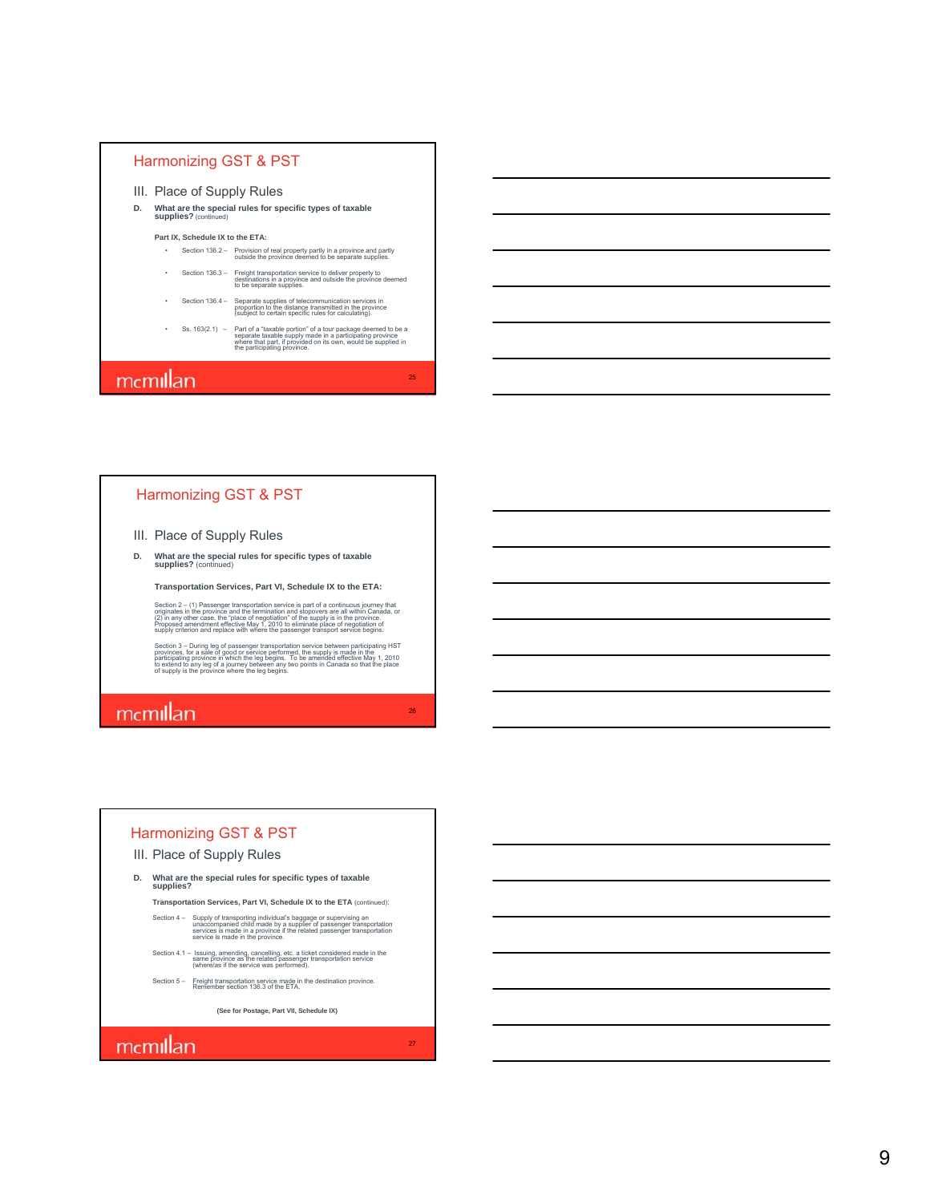## Harmonizing GST & PST

### III. Place of Supply Rules

**D. What are the special rules for specific types of taxable supplies?** (continued)

**Part IX, Schedule IX to the ETA:**

- Section 136.2 – Provision of real property partly in a province and partly outside the province deemed to be separate supplies.
- Section 136.3 – Freight transportation service to deliver property to destinations in a province and outside the province deemed to be separate supplies.
- Section 136.4 – Separate supplies of telecommunication services in proportion to the distance transmitted in the province (subject to certain specific rules for calculating).
- Ss. 163(2.1) – Part of a "taxable portion" of a tour package deemed to be a separate taxable supply made in a participating province where that part, if provided on its own, would be supplied in the participating province.

mcmillan

25

## Harmonizing GST & PST

### III. Place of Supply Rules

**D. What are the special rules for specific types of taxable supplies?** (continued)

**Transportation Services, Part VI, Schedule IX to the ETA:**

Section 2 – (1) Passenger transportation service is part of a continuous journey that originates in the province and the termination and stopovers are all within Canada, or (2) in any other case, the "place of negotiation" of the supply is in the province. Proposed amendment effective May 1, 2010 to eliminate place of negotiation of supply criterion and replace with where the passenger transport service begins.

Section 3 – During leg of passenger transportation service between participating HST provinces, for a sale of good or service performed, the supply is made in the participating province in which the leg begins. To be amended effective May 1, 2010 to extend to any leg of a journey between any two points in Canada so that the place of supply is the province where the leg begins.

mcmillan

26

## Harmonizing GST & PST

### III. Place of Supply Rules

**D. What are the special rules for specific types of taxable supplies?**

**Transportation Services, Part VI, Schedule IX to the ETA** (continued):

Section 4 – Supply of transporting individual's baggage or supervising an unaccompanied child made by a supplier of passenger transportation services is made in a province if the related passenger transportation service is made in the province.

Section 4.1 – Issuing, amending, cancelling, etc. a ticket considered made in the same province as the related passenger transportation service (where/as if the service was performed).

Section 5 – Freight transportation service made in the destination province. Remember section 136.3 of the ETA.

**(See for Postage, Part VII, Schedule IX)**

mcmillan

27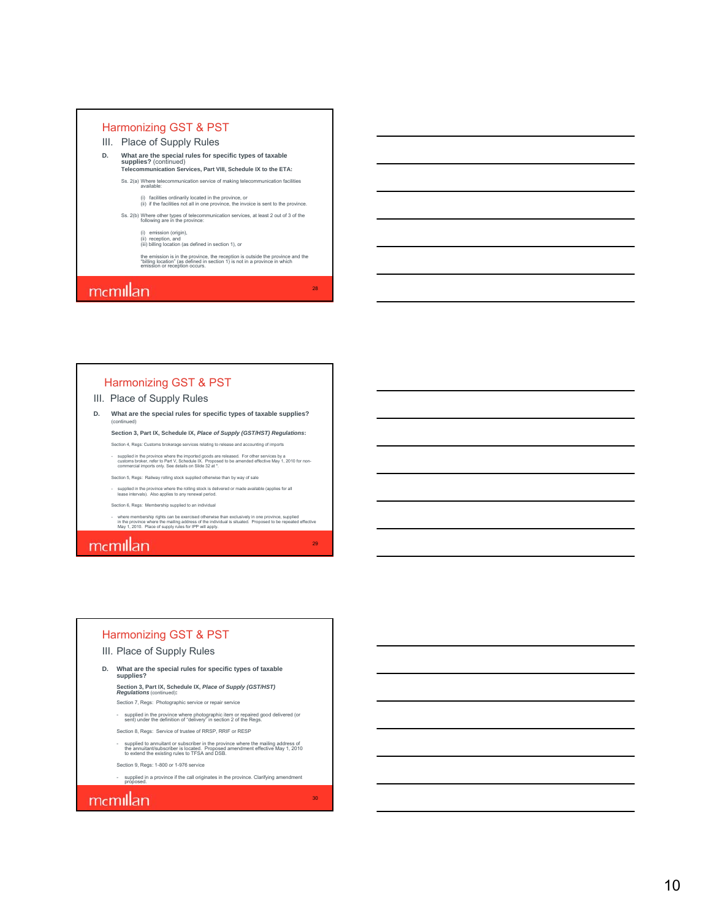## Harmonizing GST & PST

### III. Place of Supply Rules

**D. What are the special rules for specific types of taxable supplies?** (continued)
**Telecommunication Services, Part VIII, Schedule IX to the ETA:**

Ss. 2(a) Where telecommunication service of making telecommunication facilities available:

(i) facilities ordinarily located in the province, or
(ii) if the facilities not all in one province, the invoice is sent to the province.

Ss. 2(b) Where other types of telecommunication services, at least 2 out of 3 of the following are in the province:

(i) emission (origin),
(ii) reception, and
(iii) billing location (as defined in section 1), or

the emission is in the province, the reception is outside the province and the "billing location" (as defined in section 1) is not in a province in which emission or reception occurs.

mcmillan

28

## Harmonizing GST & PST

### III. Place of Supply Rules

**D. What are the special rules for specific types of taxable supplies?** (continued)

**Section 3, Part IX, Schedule IX, *Place of Supply (GST/HST) Regulations*:**

Section 4, Regs: Customs brokerage services relating to release and accounting of imports

- supplied in the province where the imported goods are released. For other services by a customs broker, refer to Part V, Schedule IX. Proposed to be amended effective May 1, 2010 for non-commercial imports only. See details on Slide 32 at \*.

Section 5, Regs: Railway rolling stock supplied otherwise than by way of sale

- supplied in the province where the rolling stock is delivered or made available (applies for all lease intervals). Also applies to any renewal period.

Section 6, Regs: Membership supplied to an individual

- where membership rights can be exercised otherwise than exclusively in one province, supplied in the province where the mailing address of the individual is situated. Proposed to be repealed effective May 1, 2010. Place of supply rules for IPP will apply.

mcmillan

29

## Harmonizing GST & PST

### III. Place of Supply Rules

**D. What are the special rules for specific types of taxable supplies?**

**Section 3, Part IX, Schedule IX, *Place of Supply (GST/HST) Regulations*** (continued)**:**

Section 7, Regs: Photographic service or repair service

- supplied in the province where photographic item or repaired good delivered (or sent) under the definition of "delivery" in section 2 of the Regs.

Section 8, Regs: Service of trustee of RRSP, RRIF or RESP

- supplied to annuitant or subscriber in the province where the mailing address of the annuitant/subscriber is located. Proposed amendment effective May 1, 2010 to extend the existing rules to TFSA and DSB.

Section 9, Regs: 1-800 or 1-976 service

- supplied in a province if the call originates in the province. Clarifying amendment proposed.

mcmillan

30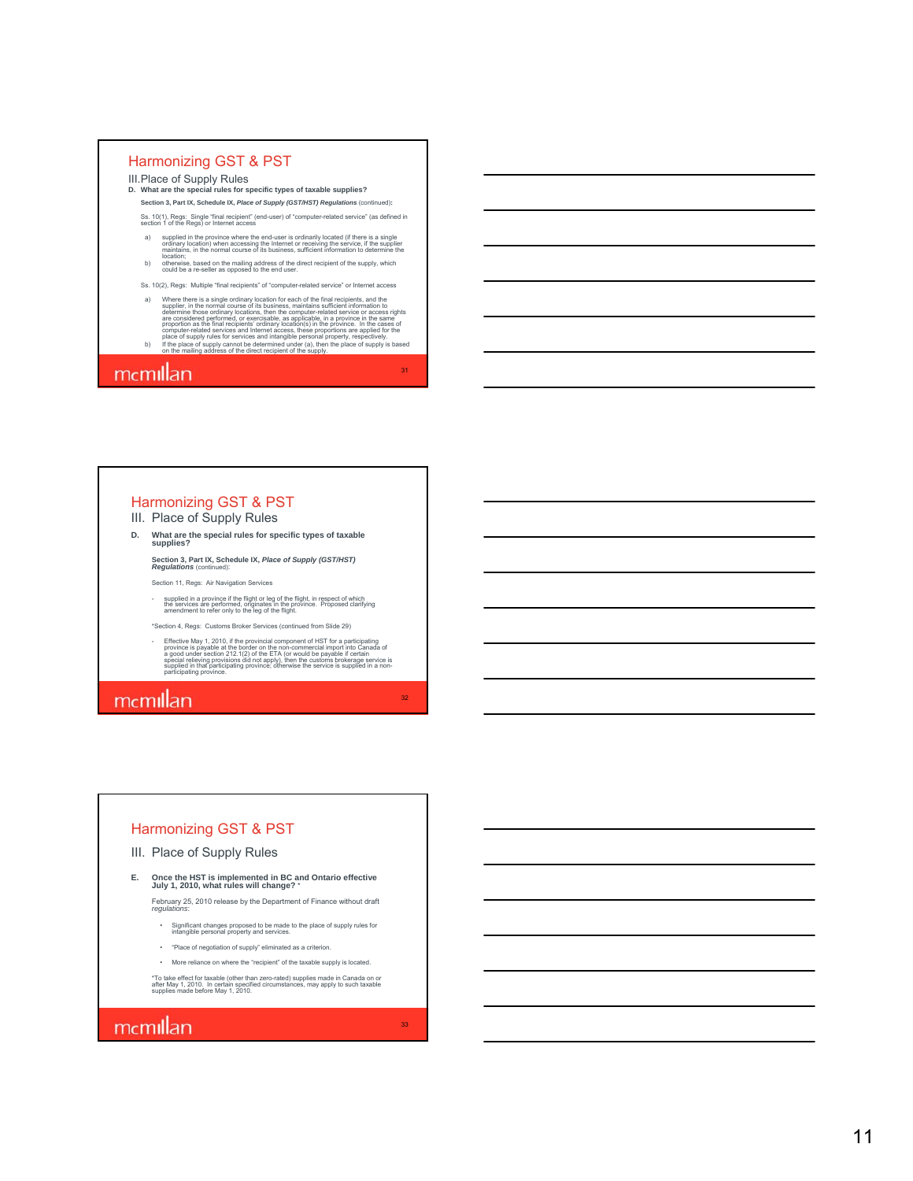## Harmonizing GST & PST

### III. Place of Supply Rules

**D. What are the special rules for specific types of taxable supplies?**

**Section 3, Part IX, Schedule IX, *Place of Supply (GST/HST) Regulations*** (continued):

Ss. 10(1), Regs: Single "final recipient" (end-user) of "computer-related service" (as defined in section 1 of the Regs) or Internet access

a) supplied in the province where the end-user is ordinarily located (if there is a single ordinary location) when accessing the Internet or receiving the service, if the supplier maintains, in the normal course of its business, sufficient information to determine the location;

b) otherwise, based on the mailing address of the direct recipient of the supply, which could be a re-seller as opposed to the end user.

Ss. 10(2), Regs: Multiple "final recipients" of "computer-related service" or Internet access

a) Where there is a single ordinary location for each of the final recipients, and the supplier, in the normal course of its business, maintains sufficient information to determine those ordinary locations, then the computer-related service or access rights are considered performed, or exercisable, as applicable, in a province in the same proportion as the final recipients' ordinary location(s) in the province. In the cases of computer-related services and Internet access, these proportions are applied for the place of supply rules for services and intangible personal property, respectively.

b) If the place of supply cannot be determined under (a), then the place of supply is based on the mailing address of the direct recipient of the supply.

mcmillan

---

## Harmonizing GST & PST

### III. Place of Supply Rules

**D. What are the special rules for specific types of taxable supplies?**

**Section 3, Part IX, Schedule IX, *Place of Supply (GST/HST) Regulations*** (continued):

Section 11, Regs: Air Navigation Services

- supplied in a province if the flight or leg of the flight, in respect of which the services are performed, originates in the province. Proposed clarifying amendment to refer only to the leg of the flight.

*Section 4, Regs: Customs Broker Services (continued from Slide 29)

- Effective May 1, 2010, if the provincial component of HST for a participating province is payable at the border on the non-commercial import into Canada of a good under section 212.1(2) of the ETA (or would be payable if certain special relieving provisions did not apply), then the customs brokerage service is supplied in that participating province; otherwise the service is supplied in a non-participating province.

mcmillan

---

## Harmonizing GST & PST

### III. Place of Supply Rules

**E. Once the HST is implemented in BC and Ontario effective July 1, 2010, what rules will change? ***

February 25, 2010 release by the Department of Finance without draft *regulations*:

- Significant changes proposed to be made to the place of supply rules for intangible personal property and services.
- "Place of negotiation of supply" eliminated as a criterion.
- More reliance on where the "recipient" of the taxable supply is located.

*To take effect for taxable (other than zero-rated) supplies made in Canada on or after May 1, 2010. In certain specified circumstances, may apply to such taxable supplies made before May 1, 2010.

mcmillan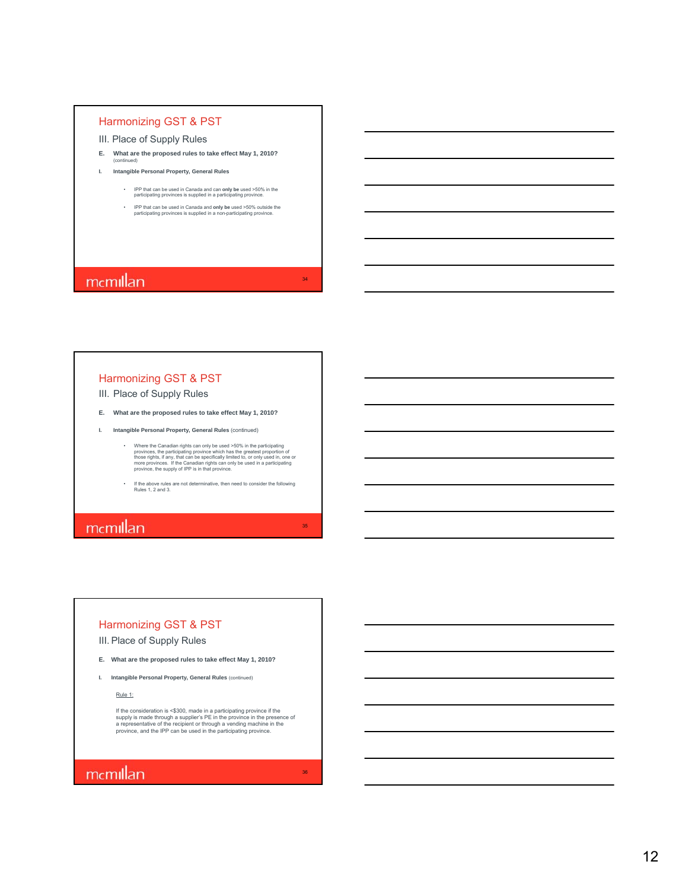## Harmonizing GST & PST

### III. Place of Supply Rules

**E. What are the proposed rules to take effect May 1, 2010?**
(continued)

**I. Intangible Personal Property, General Rules**

- IPP that can be used in Canada and can **only be** used >50% in the participating provinces is supplied in a participating province.
- IPP that can be used in Canada and **only be** used >50% outside the participating provinces is supplied in a non-participating province.

## Harmonizing GST & PST

### III. Place of Supply Rules

**E. What are the proposed rules to take effect May 1, 2010?**

**I. Intangible Personal Property, General Rules** (continued)

- Where the Canadian rights can only be used >50% in the participating provinces, the participating province which has the greatest proportion of those rights, if any, that can be specifically limited to, or only used in, one or more provinces. If the Canadian rights can only be used in a participating province, the supply of IPP is in that province.
- If the above rules are not determinative, then need to consider the following Rules 1, 2 and 3.

## Harmonizing GST & PST

### III. Place of Supply Rules

**E. What are the proposed rules to take effect May 1, 2010?**

**I. Intangible Personal Property, General Rules** (continued)

Rule 1:

If the consideration is <$300, made in a participating province if the supply is made through a supplier's PE in the province in the presence of a representative of the recipient or through a vending machine in the province, and the IPP can be used in the participating province.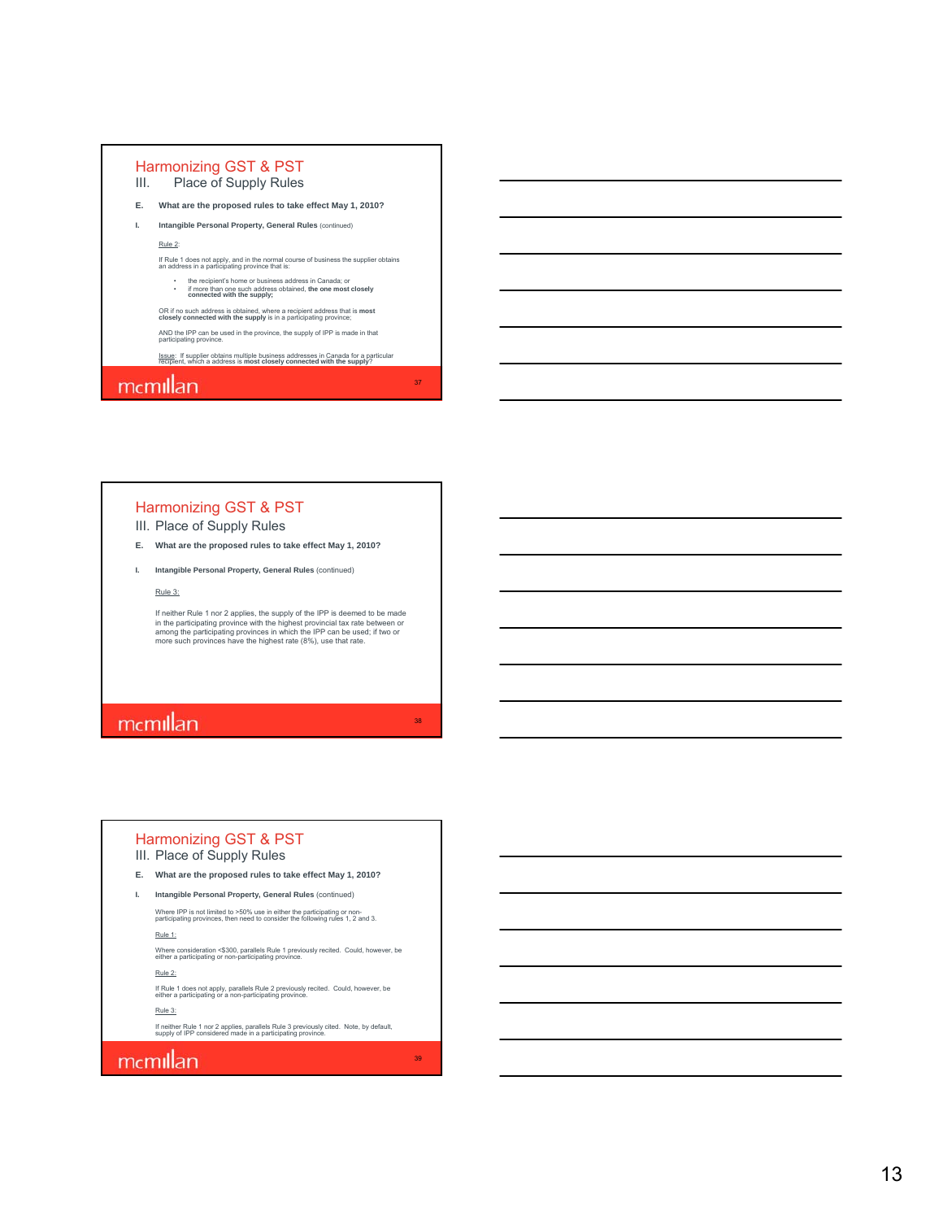## Harmonizing GST & PST

### III. Place of Supply Rules

**E. What are the proposed rules to take effect May 1, 2010?**

**I. Intangible Personal Property, General Rules** (continued)

Rule 2:

If Rule 1 does not apply, and in the normal course of business the supplier obtains an address in a participating province that is:

- the recipient's home or business address in Canada; or
- if more than one such address obtained, **the one most closely connected with the supply;**

OR if no such address is obtained, where a recipient address that is **most closely connected with the supply** is in a participating province;

AND the IPP can be used in the province, the supply of IPP is made in that participating province.

Issue: If supplier obtains multiple business addresses in Canada for a particular recipient, which a address is **most closely connected with the supply**?

---

## Harmonizing GST & PST

### III. Place of Supply Rules

**E. What are the proposed rules to take effect May 1, 2010?**

**I. Intangible Personal Property, General Rules** (continued)

Rule 3:

If neither Rule 1 nor 2 applies, the supply of the IPP is deemed to be made in the participating province with the highest provincial tax rate between or among the participating provinces in which the IPP can be used; if two or more such provinces have the highest rate (8%), use that rate.

---

## Harmonizing GST & PST

### III. Place of Supply Rules

**E. What are the proposed rules to take effect May 1, 2010?**

**I. Intangible Personal Property, General Rules** (continued)

Where IPP is not limited to >50% use in either the participating or non-participating provinces, then need to consider the following rules 1, 2 and 3.

Rule 1:

Where consideration <$300, parallels Rule 1 previously recited. Could, however, be either a participating or non-participating province.

Rule 2:

If Rule 1 does not apply, parallels Rule 2 previously recited. Could, however, be either a participating or a non-participating province.

Rule 3:

If neither Rule 1 nor 2 applies, parallels Rule 3 previously cited. Note, by default, supply of IPP considered made in a participating province.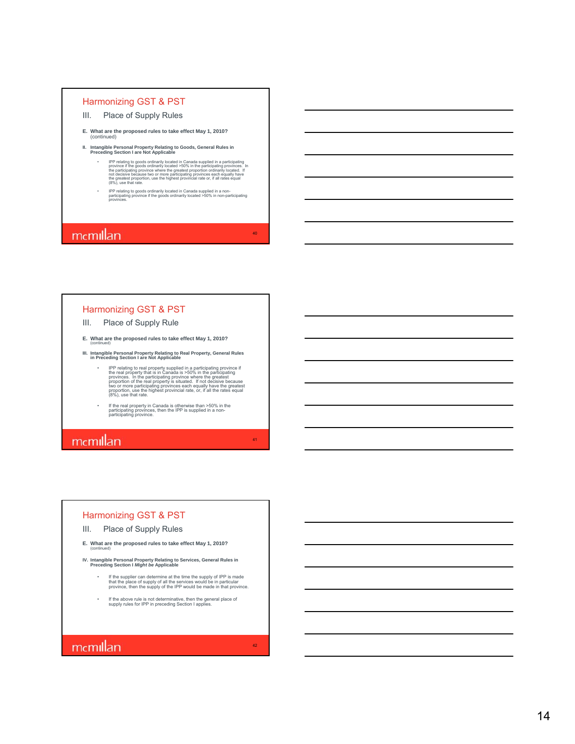## Harmonizing GST & PST

### III. Place of Supply Rules

**E. What are the proposed rules to take effect May 1, 2010?** (continued)

**II. Intangible Personal Property Relating to Goods, General Rules in Preceding Section I are Not Applicable**

- IPP relating to goods ordinarily located in Canada supplied in a participating province if the goods ordinarily located >50% in the participating provinces. In the participating province where the greatest proportion ordinarily located. If not decisive because two or more participating provinces each equally have the greatest proportion, use the highest provincial rate or, if all rates equal (8%), use that rate.
- IPP relating to goods ordinarily located in Canada supplied in a non-participating province if the goods ordinarily located >50% in non-participating provinces.

mcmillan

## Harmonizing GST & PST

### III. Place of Supply Rule

**E. What are the proposed rules to take effect May 1, 2010?** (continued)

**III. Intangible Personal Property Relating to Real Property, General Rules in Preceding Section I are Not Applicable**

- IPP relating to real property supplied in a participating province if the real property that is in Canada is >50% in the participating provinces. In the participating province where the greatest proportion of the real property is situated. If not decisive because two or more participating provinces each equally have the greatest proportion, use the highest provincial rate, or, if all the rates equal (8%), use that rate.
- If the real property in Canada is otherwise than >50% in the participating provinces, then the IPP is supplied in a non-participating province.

mcmillan

## Harmonizing GST & PST

### III. Place of Supply Rules

**E. What are the proposed rules to take effect May 1, 2010?** (continued)

**IV. Intangible Personal Property Relating to Services, General Rules in Preceding Section I *Might be* Applicable**

- If the supplier can determine at the time the supply of IPP is made that the place of supply of all the services would be in particular province, then the supply of the IPP would be made in that province.
- If the above rule is not determinative, then the general place of supply rules for IPP in preceding Section I applies.

mcmillan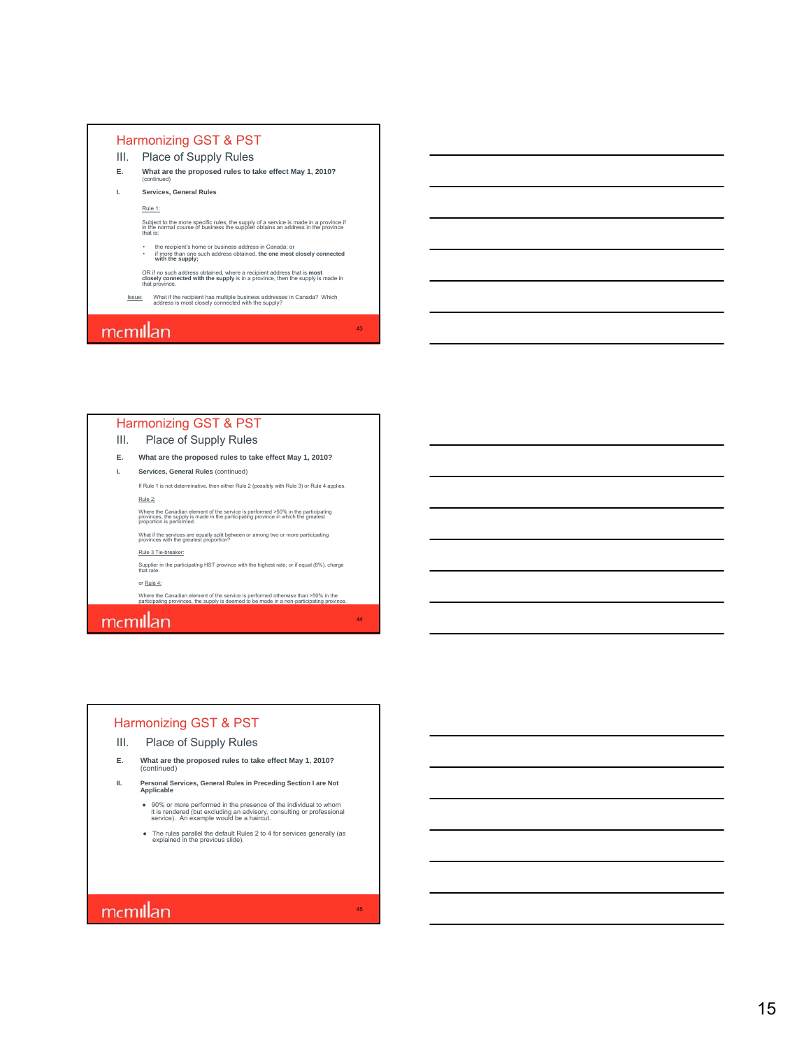## Harmonizing GST & PST

### III. Place of Supply Rules

**E. What are the proposed rules to take effect May 1, 2010?**
(continued)

**I. Services, General Rules**

Rule 1:

Subject to the more specific rules, the supply of a service is made in a province if in the normal course of business the supplier obtains an address in the province that is:

- the recipient's home or business address in Canada; or
- if more than one such address obtained, **the one most closely connected with the supply;**

OR if no such address obtained, where a recipient address that is **most closely connected with the supply** is in a province, then the supply is made in that province.

Issue: What if the recipient has multiple business addresses in Canada? Which address is most closely connected with the supply?

## Harmonizing GST & PST

### III. Place of Supply Rules

**E. What are the proposed rules to take effect May 1, 2010?**

**I. Services, General Rules** (continued)

If Rule 1 is not determinative, then either Rule 2 (possibly with Rule 3) or Rule 4 applies.

Rule 2:

Where the Canadian element of the service is performed >50% in the participating provinces, the supply is made in the participating province in which the greatest proportion is performed.

What if the services are equally split between or among two or more participating provinces with the greatest proportion?

Rule 3 Tie-breaker:

Supplier in the participating HST province with the highest rate; or if equal (8%), charge that rate.

or Rule 4:

Where the Canadian element of the service is performed otherwise than >50% in the participating provinces, the supply is deemed to be made in a non-participating province.

## Harmonizing GST & PST

### III. Place of Supply Rules

**E. What are the proposed rules to take effect May 1, 2010?**
(continued)

**II. Personal Services, General Rules in Preceding Section I are Not Applicable**

- 90% or more performed in the presence of the individual to whom it is rendered (but excluding an advisory, consulting or professional service). An example would be a haircut.
- The rules parallel the default Rules 2 to 4 for services generally (as explained in the previous slide).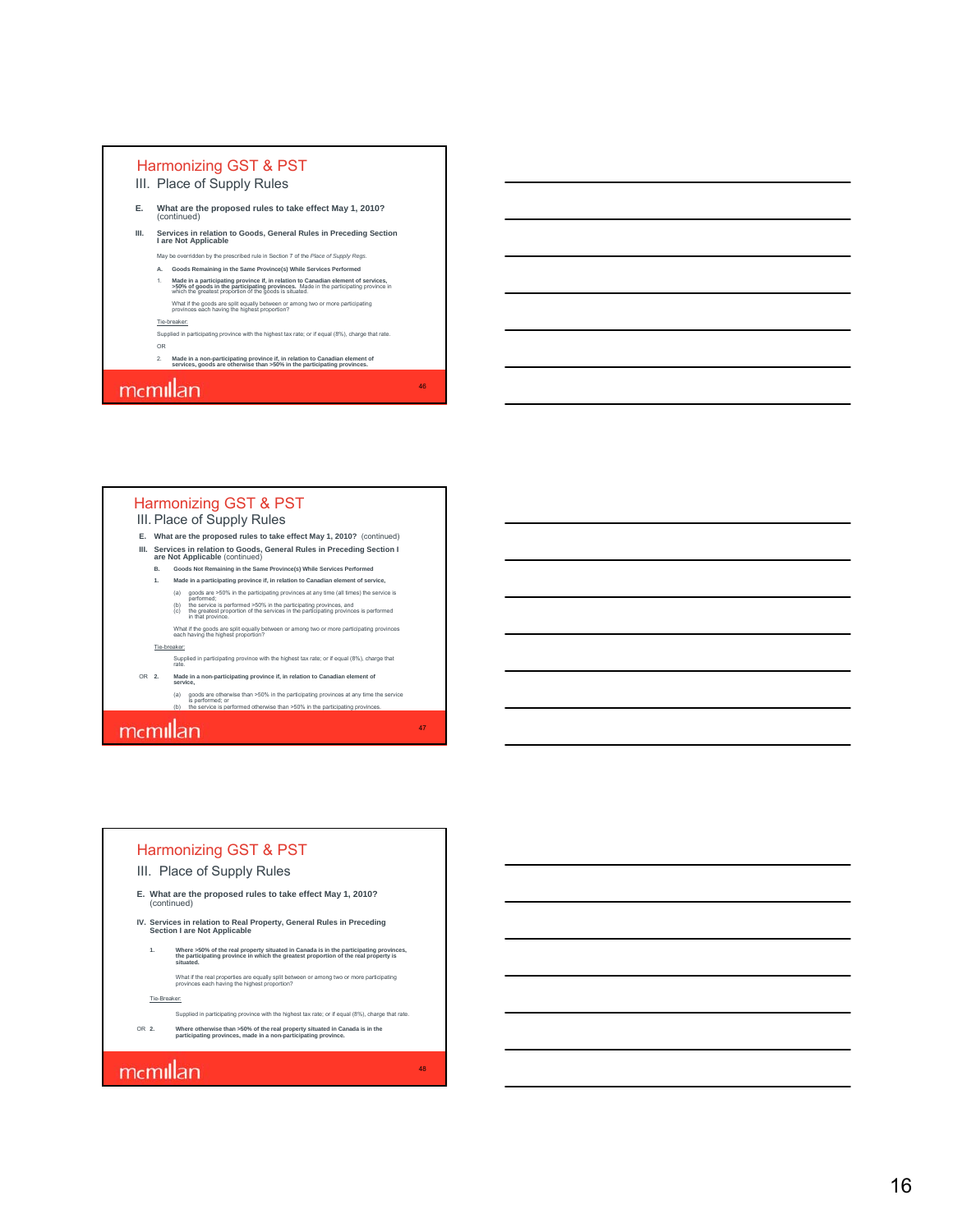## Harmonizing GST & PST

### III. Place of Supply Rules

**E. What are the proposed rules to take effect May 1, 2010?** (continued)

**III. Services in relation to Goods, General Rules in Preceding Section I are Not Applicable**

May be overridden by the prescribed rule in Section 7 of the *Place of Supply Regs.*

**A. Goods Remaining in the Same Province(s) While Services Performed**

1. **Made in a participating province if, in relation to Canadian element of services, >50% of goods in the participating provinces.** Made in the participating province in which the greatest proportion of the goods is situated.

   What if the goods are split equally between or among two or more participating provinces each having the highest proportion?

Tie-breaker:

Supplied in participating province with the highest tax rate; or if equal (8%), charge that rate.

OR

2. **Made in a non-participating province if, in relation to Canadian element of services, goods are otherwise than >50% in the participating provinces.**

mcmillan

---

## Harmonizing GST & PST

### III. Place of Supply Rules

**E. What are the proposed rules to take effect May 1, 2010?** (continued)

**III. Services in relation to Goods, General Rules in Preceding Section I are Not Applicable** (continued)

**B. Goods Not Remaining in the Same Province(s) While Services Performed**

1. **Made in a participating province if, in relation to Canadian element of service,**
   - (a) goods are >50% in the participating provinces at any time (all times) the service is performed;
   - (b) the service is performed >50% in the participating provinces, and
   - (c) the greatest proportion of the services in the participating provinces is performed in that province.

   What if the goods are split equally between or among two or more participating provinces each having the highest proportion?

Tie-breaker:

Supplied in participating province with the highest tax rate; or if equal (8%), charge that rate.

OR 2. **Made in a non-participating province if, in relation to Canadian element of service,**
   - (a) goods are otherwise than >50% in the participating provinces at any time the service is performed; or
   - (b) the service is performed otherwise than >50% in the participating provinces.

mcmillan

---

## Harmonizing GST & PST

### III. Place of Supply Rules

**E. What are the proposed rules to take effect May 1, 2010?** (continued)

**IV. Services in relation to Real Property, General Rules in Preceding Section I are Not Applicable**

1. **Where >50% of the real property situated in Canada is in the participating provinces, the participating province in which the greatest proportion of the real property is situated.**

   What if the real properties are equally split between or among two or more participating provinces each having the highest proportion?

Tie-Breaker:

Supplied in participating province with the highest tax rate; or if equal (8%), charge that rate.

OR 2. **Where otherwise than >50% of the real property situated in Canada is in the participating provinces, made in a non-participating province.**

mcmillan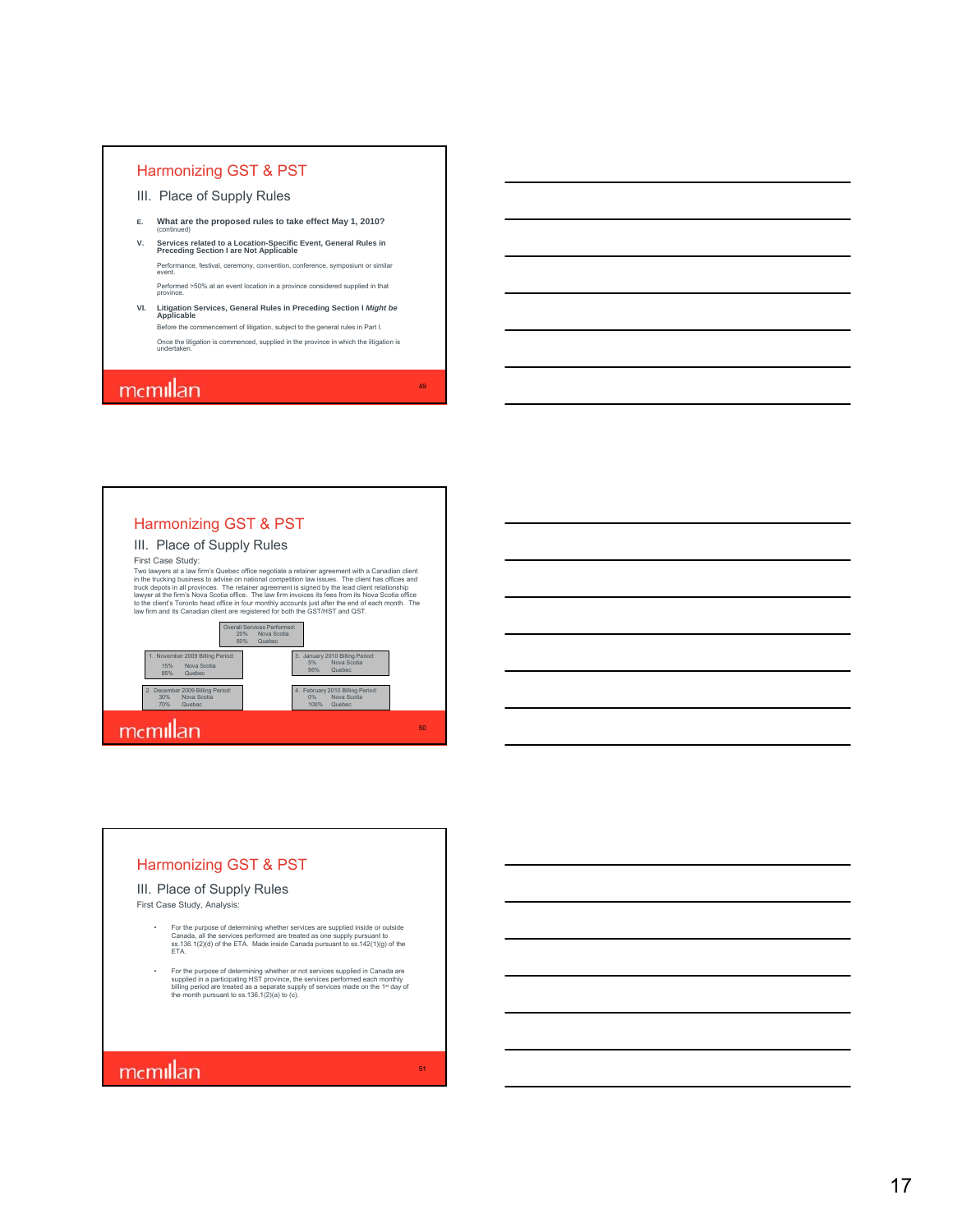## Harmonizing GST & PST

### III. Place of Supply Rules

**E. What are the proposed rules to take effect May 1, 2010?**
(continued)

**V. Services related to a Location-Specific Event, General Rules in Preceding Section I are Not Applicable**

Performance, festival, ceremony, convention, conference, symposium or similar event.

Performed >50% at an event location in a province considered supplied in that province.

**VI. Litigation Services, General Rules in Preceding Section I *Might be* Applicable**

Before the commencement of litigation, subject to the general rules in Part I.

Once the litigation is commenced, supplied in the province in which the litigation is undertaken.

mcmillan

---

## Harmonizing GST & PST

### III. Place of Supply Rules

First Case Study:

Two lawyers at a law firm's Quebec office negotiate a retainer agreement with a Canadian client in the trucking business to advise on national competition law issues. The client has offices and truck depots in all provinces. The retainer agreement is signed by the lead client relationship lawyer at the firm's Nova Scotia office. The law firm invoices its fees from its Nova Scotia office to the client's Toronto head office in four monthly accounts just after the end of each month. The law firm and its Canadian client are registered for both the GST/HST and QST.

Overall Services Performed:
20% Nova Scotia
80% Quebec

1. November 2009 Billing Period:
15% Nova Scotia
85% Quebec

2. December 2009 Billing Period:
30% Nova Scotia
70% Quebec

3. January 2010 Billing Period:
5% Nova Scotia
95% Quebec

4. February 2010 Billing Period:
0% Nova Scotia
100% Quebec

mcmillan

---

## Harmonizing GST & PST

### III. Place of Supply Rules

First Case Study, Analysis:

- For the purpose of determining whether services are supplied inside or outside Canada, all the services performed are treated as one supply pursuant to ss.136.1(2)(d) of the ETA. Made inside Canada pursuant to ss.142(1)(g) of the ETA.

- For the purpose of determining whether or not services supplied in Canada are supplied in a participating HST province, the services performed each monthly billing period are treated as a separate supply of services made on the 1st day of the month pursuant to ss.136.1(2)(a) to (c).

mcmillan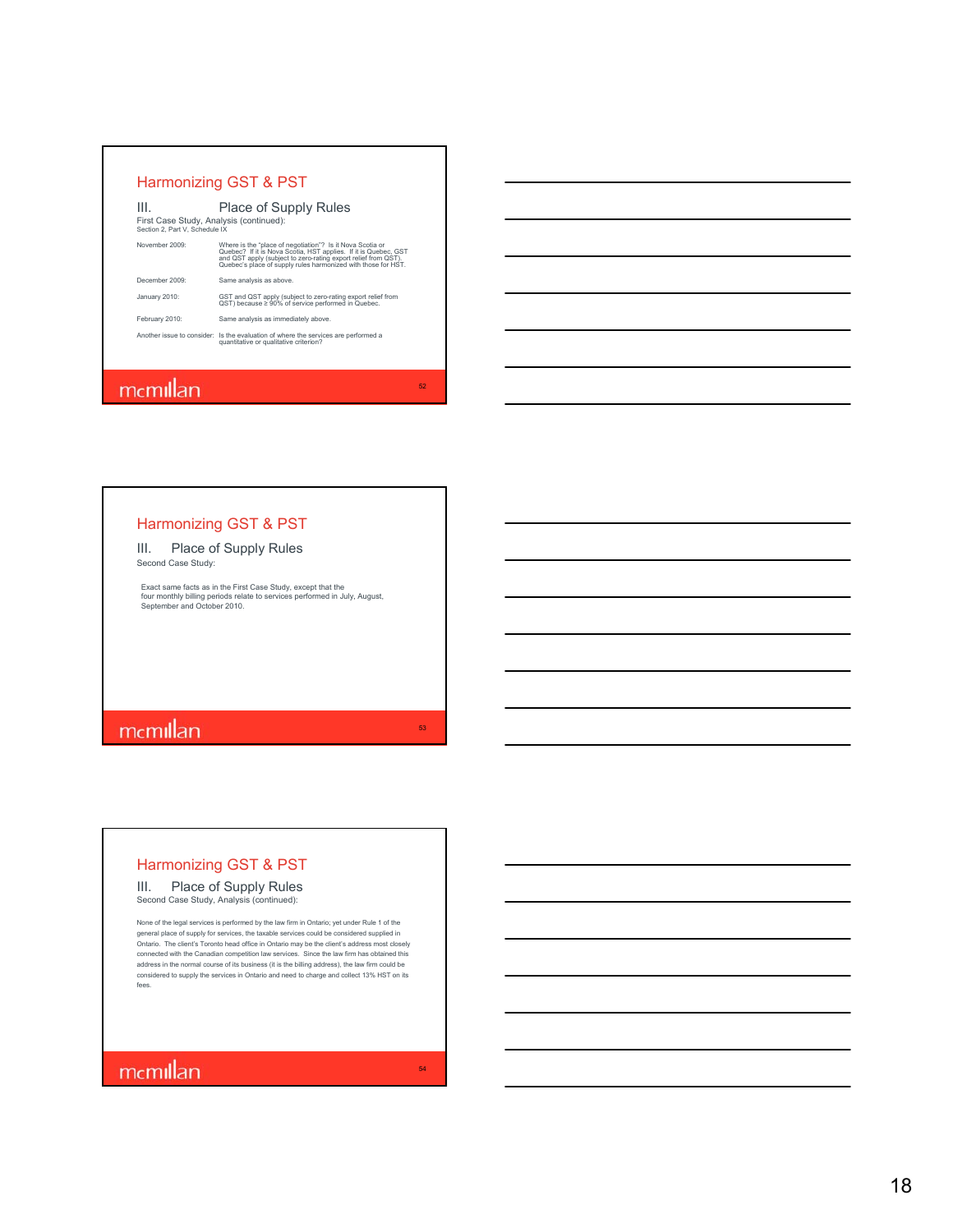## Harmonizing GST & PST

### III. Place of Supply Rules

First Case Study, Analysis (continued):
Section 2, Part V, Schedule IX

| | |
|---|---|
| November 2009: | Where is the "place of negotiation"? Is it Nova Scotia or Quebec? If it is Nova Scotia, HST applies. If it is Quebec, GST and QST apply (subject to zero-rating export relief from QST). Quebec's place of supply rules harmonized with those for HST. |
| December 2009: | Same analysis as above. |
| January 2010: | GST and QST apply (subject to zero-rating export relief from QST) because ≥ 90% of service performed in Quebec. |
| February 2010: | Same analysis as immediately above. |
| Another issue to consider: | Is the evaluation of where the services are performed a quantitative or qualitative criterion? |

mcmillan

## Harmonizing GST & PST

### III. Place of Supply Rules

Second Case Study:

Exact same facts as in the First Case Study, except that the four monthly billing periods relate to services performed in July, August, September and October 2010.

mcmillan

## Harmonizing GST & PST

### III. Place of Supply Rules

Second Case Study, Analysis (continued):

None of the legal services is performed by the law firm in Ontario; yet under Rule 1 of the general place of supply for services, the taxable services could be considered supplied in Ontario. The client's Toronto head office in Ontario may be the client's address most closely connected with the Canadian competition law services. Since the law firm has obtained this address in the normal course of its business (it is the billing address), the law firm could be considered to supply the services in Ontario and need to charge and collect 13% HST on its fees.

mcmillan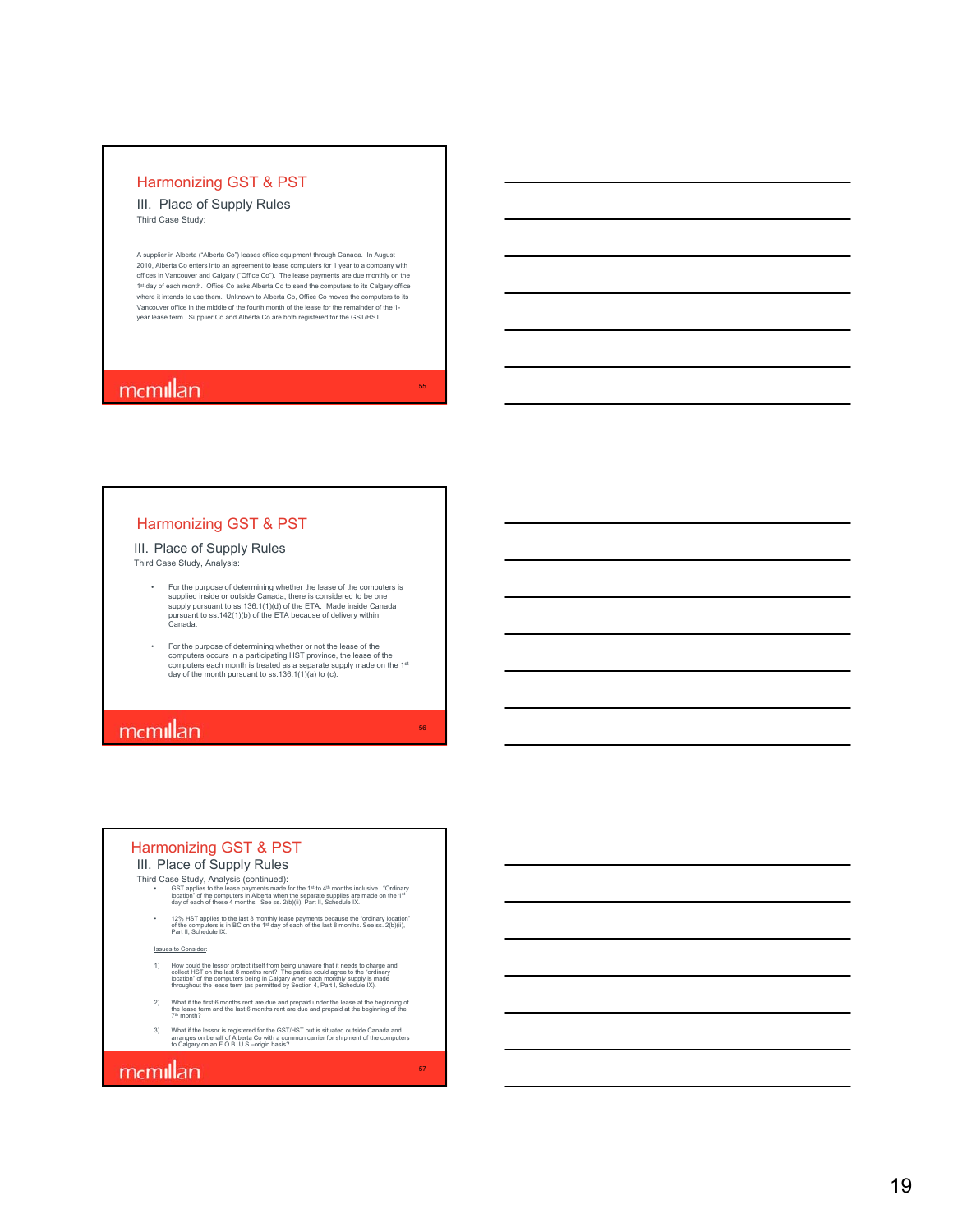## Harmonizing GST & PST

### III. Place of Supply Rules

Third Case Study:

A supplier in Alberta ("Alberta Co") leases office equipment through Canada. In August 2010, Alberta Co enters into an agreement to lease computers for 1 year to a company with offices in Vancouver and Calgary ("Office Co"). The lease payments are due monthly on the 1st day of each month. Office Co asks Alberta Co to send the computers to its Calgary office where it intends to use them. Unknown to Alberta Co, Office Co moves the computers to its Vancouver office in the middle of the fourth month of the lease for the remainder of the 1-year lease term. Supplier Co and Alberta Co are both registered for the GST/HST.

## Harmonizing GST & PST

### III. Place of Supply Rules

Third Case Study, Analysis:

- For the purpose of determining whether the lease of the computers is supplied inside or outside Canada, there is considered to be one supply pursuant to ss.136.1(1)(d) of the ETA. Made inside Canada pursuant to ss.142(1)(b) of the ETA because of delivery within Canada.
- For the purpose of determining whether or not the lease of the computers occurs in a participating HST province, the lease of the computers each month is treated as a separate supply made on the 1st day of the month pursuant to ss.136.1(1)(a) to (c).

## Harmonizing GST & PST

### III. Place of Supply Rules

Third Case Study, Analysis (continued):

- GST applies to the lease payments made for the 1st to 4th months inclusive. "Ordinary location" of the computers in Alberta when the separate supplies are made on the 1st day of each of these 4 months. See ss. 2(b)(ii), Part II, Schedule IX.
- 12% HST applies to the last 8 monthly lease payments because the "ordinary location" of the computers is in BC on the 1st day of each of the last 8 months. See ss. 2(b)(ii), Part II, Schedule IX.

Issues to Consider:

1) How could the lessor protect itself from being unaware that it needs to charge and collect HST on the last 8 months rent? The parties could agree to the "ordinary location" of the computers being in Calgary when each monthly supply is made throughout the lease term (as permitted by Section 4, Part I, Schedule IX).
2) What if the first 6 months rent are due and prepaid under the lease at the beginning of the lease term and the last 6 months rent are due and prepaid at the beginning of the 7th month?
3) What if the lessor is registered for the GST/HST but is situated outside Canada and arranges on behalf of Alberta Co with a common carrier for shipment of the computers to Calgary on an F.O.B. U.S.-origin basis?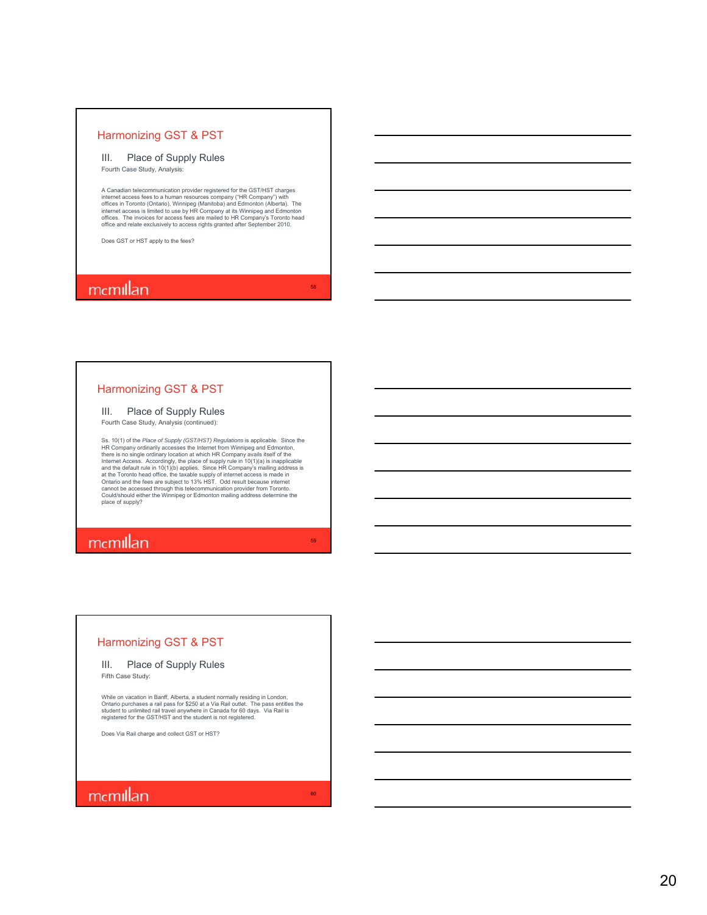## Harmonizing GST & PST

### III. Place of Supply Rules

Fourth Case Study, Analysis:

A Canadian telecommunication provider registered for the GST/HST charges internet access fees to a human resources company ("HR Company") with offices in Toronto (Ontario), Winnipeg (Manitoba) and Edmonton (Alberta). The internet access is limited to use by HR Company at its Winnipeg and Edmonton offices. The invoices for access fees are mailed to HR Company's Toronto head office and relate exclusively to access rights granted after September 2010.

Does GST or HST apply to the fees?

## Harmonizing GST & PST

### III. Place of Supply Rules

Fourth Case Study, Analysis (continued):

Ss. 10(1) of the *Place of Supply (GST/HST) Regulations* is applicable. Since the HR Company ordinarily accesses the Internet from Winnipeg and Edmonton, there is no single ordinary location at which HR Company avails itself of the Internet Access. Accordingly, the place of supply rule in 10(1)(a) is inapplicable and the default rule in 10(1)(b) applies. Since HR Company's mailing address is at the Toronto head office, the taxable supply of internet access is made in Ontario and the fees are subject to 13% HST. Odd result because internet cannot be accessed through this telecommunication provider from Toronto. Could/should either the Winnipeg or Edmonton mailing address determine the place of supply?

## Harmonizing GST & PST

### III. Place of Supply Rules

Fifth Case Study:

While on vacation in Banff, Alberta, a student normally residing in London, Ontario purchases a rail pass for $250 at a Via Rail outlet. The pass entitles the student to unlimited rail travel anywhere in Canada for 60 days. Via Rail is registered for the GST/HST and the student is not registered.

Does Via Rail charge and collect GST or HST?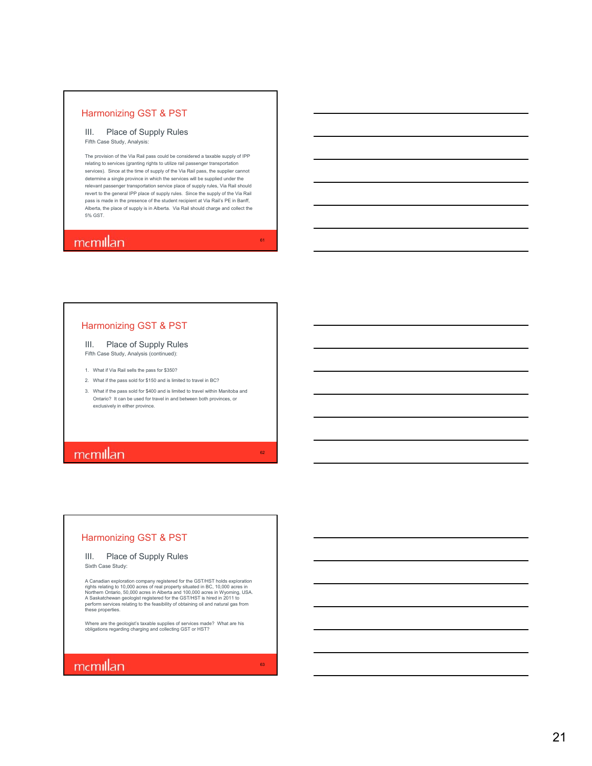## Harmonizing GST & PST

### III. Place of Supply Rules

Fifth Case Study, Analysis:

The provision of the Via Rail pass could be considered a taxable supply of IPP relating to services (granting rights to utilize rail passenger transportation services). Since at the time of supply of the Via Rail pass, the supplier cannot determine a single province in which the services will be supplied under the relevant passenger transportation service place of supply rules, Via Rail should revert to the general IPP place of supply rules. Since the supply of the Via Rail pass is made in the presence of the student recipient at Via Rail's PE in Banff, Alberta, the place of supply is in Alberta. Via Rail should charge and collect the 5% GST.

## Harmonizing GST & PST

### III. Place of Supply Rules

Fifth Case Study, Analysis (continued):

1. What if Via Rail sells the pass for $350?
2. What if the pass sold for $150 and is limited to travel in BC?
3. What if the pass sold for $400 and is limited to travel within Manitoba and Ontario? It can be used for travel in and between both provinces, or exclusively in either province.

## Harmonizing GST & PST

### III. Place of Supply Rules

Sixth Case Study:

A Canadian exploration company registered for the GST/HST holds exploration rights relating to 10,000 acres of real property situated in BC, 10,000 acres in Northern Ontario, 50,000 acres in Alberta and 100,000 acres in Wyoming, USA. A Saskatchewan geologist registered for the GST/HST is hired in 2011 to perform services relating to the feasibility of obtaining oil and natural gas from these properties.

Where are the geologist's taxable supplies of services made? What are his obligations regarding charging and collecting GST or HST?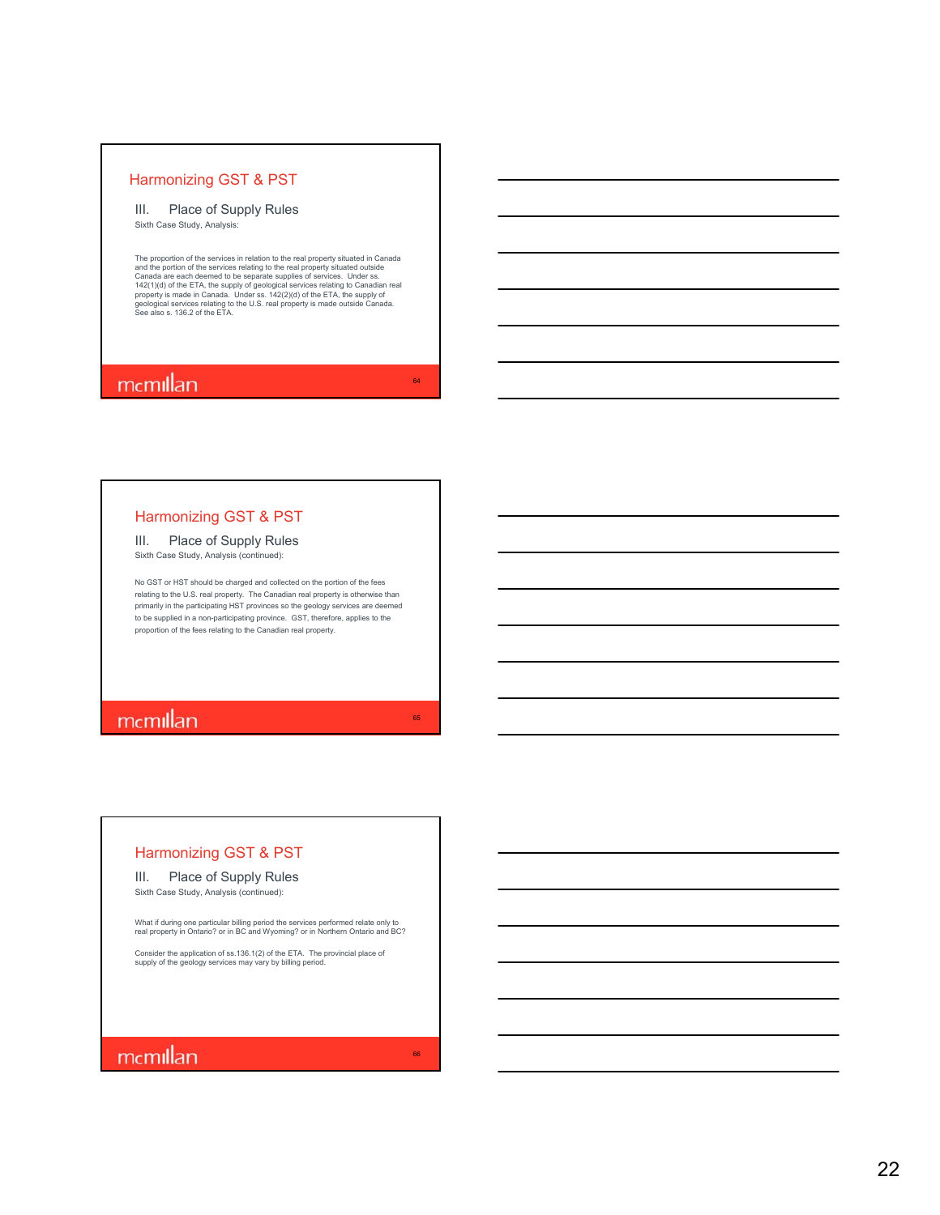## Harmonizing GST & PST

### III. Place of Supply Rules

Sixth Case Study, Analysis:

The proportion of the services in relation to the real property situated in Canada and the portion of the services relating to the real property situated outside Canada are each deemed to be separate supplies of services. Under ss. 142(1)(d) of the ETA, the supply of geological services relating to Canadian real property is made in Canada. Under ss. 142(2)(d) of the ETA, the supply of geological services relating to the U.S. real property is made outside Canada. See also s. 136.2 of the ETA.

## Harmonizing GST & PST

### III. Place of Supply Rules

Sixth Case Study, Analysis (continued):

No GST or HST should be charged and collected on the portion of the fees relating to the U.S. real property. The Canadian real property is otherwise than primarily in the participating HST provinces so the geology services are deemed to be supplied in a non-participating province. GST, therefore, applies to the proportion of the fees relating to the Canadian real property.

## Harmonizing GST & PST

### III. Place of Supply Rules

Sixth Case Study, Analysis (continued):

What if during one particular billing period the services performed relate only to real property in Ontario? or in BC and Wyoming? or in Northern Ontario and BC?

Consider the application of ss.136.1(2) of the ETA. The provincial place of supply of the geology services may vary by billing period.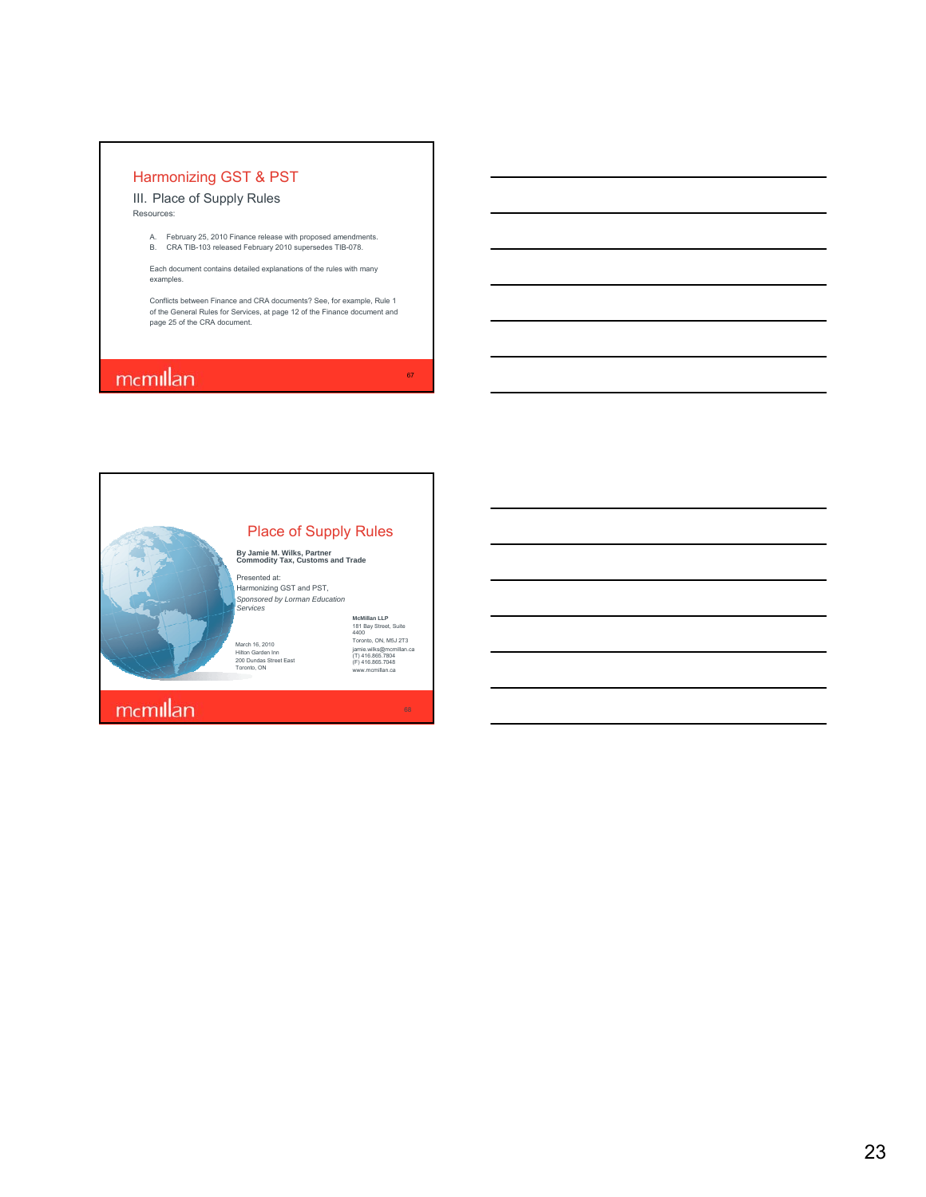## Harmonizing GST & PST

### III. Place of Supply Rules

Resources:

A. February 25, 2010 Finance release with proposed amendments.
B. CRA TIB-103 released February 2010 supersedes TIB-078.

Each document contains detailed explanations of the rules with many examples.

Conflicts between Finance and CRA documents? See, for example, Rule 1 of the General Rules for Services, at page 12 of the Finance document and page 25 of the CRA document.

mcmillan

---

## Place of Supply Rules

**By Jamie M. Wilks, Partner**
**Commodity Tax, Customs and Trade**

Presented at:
Harmonizing GST and PST,
*Sponsored by Lorman Education Services*

March 16, 2010
Hilton Garden Inn
200 Dundas Street East
Toronto, ON

**McMillan LLP**
181 Bay Street, Suite 4400
Toronto, ON, M5J 2T3
jamie.wilks@mcmillan.ca
(T) 416.865.7804
(F) 416.865.7048
www.mcmillan.ca

mcmillan